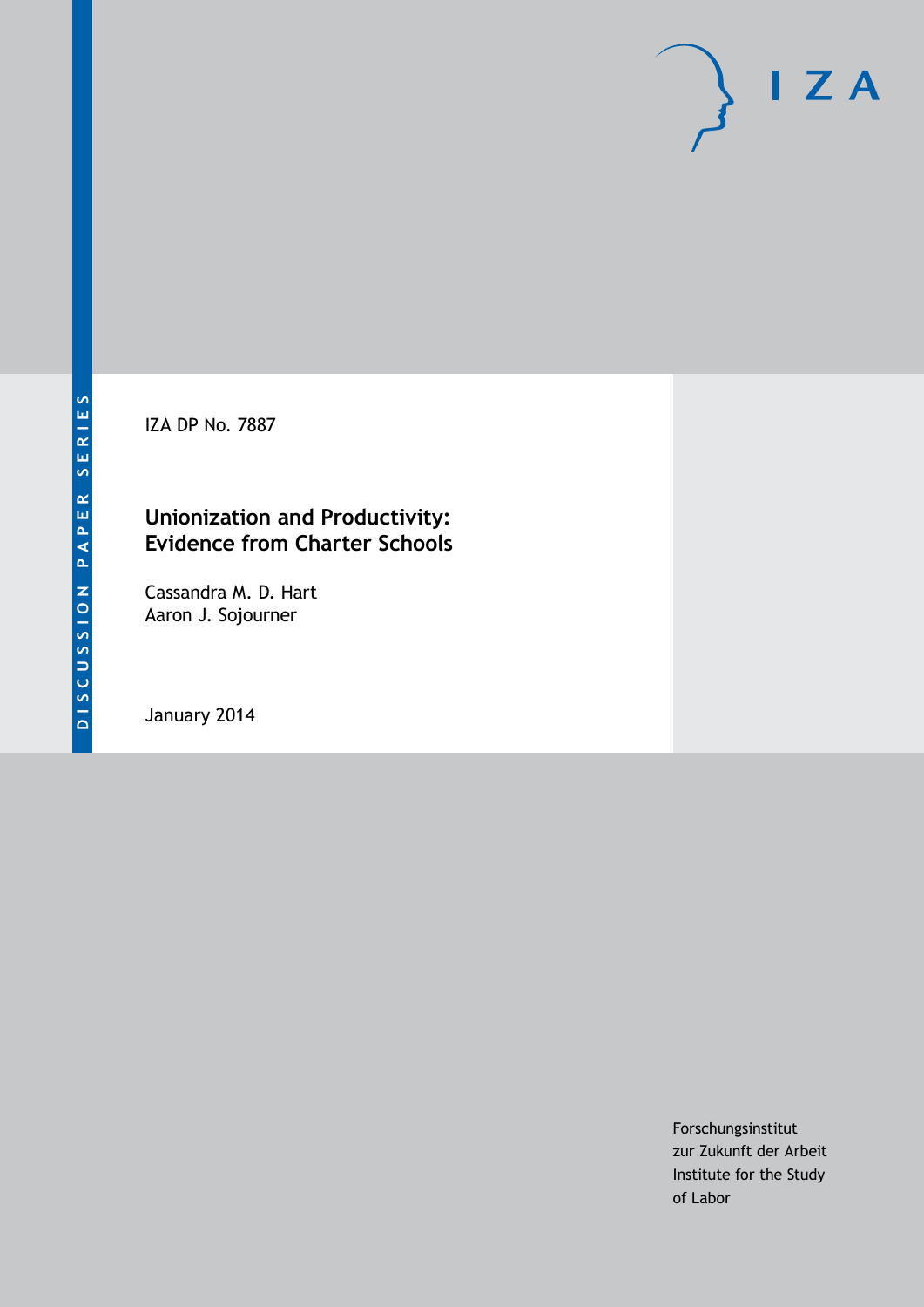DISCUSSION PAPER SERIES

IZA DP No. 7887

# Unionization and Productivity: Evidence from Charter Schools

Cassandra M. D. Hart
Aaron J. Sojourner

January 2014

Forschungsinstitut
zur Zukunft der Arbeit
Institute for the Study
of Labor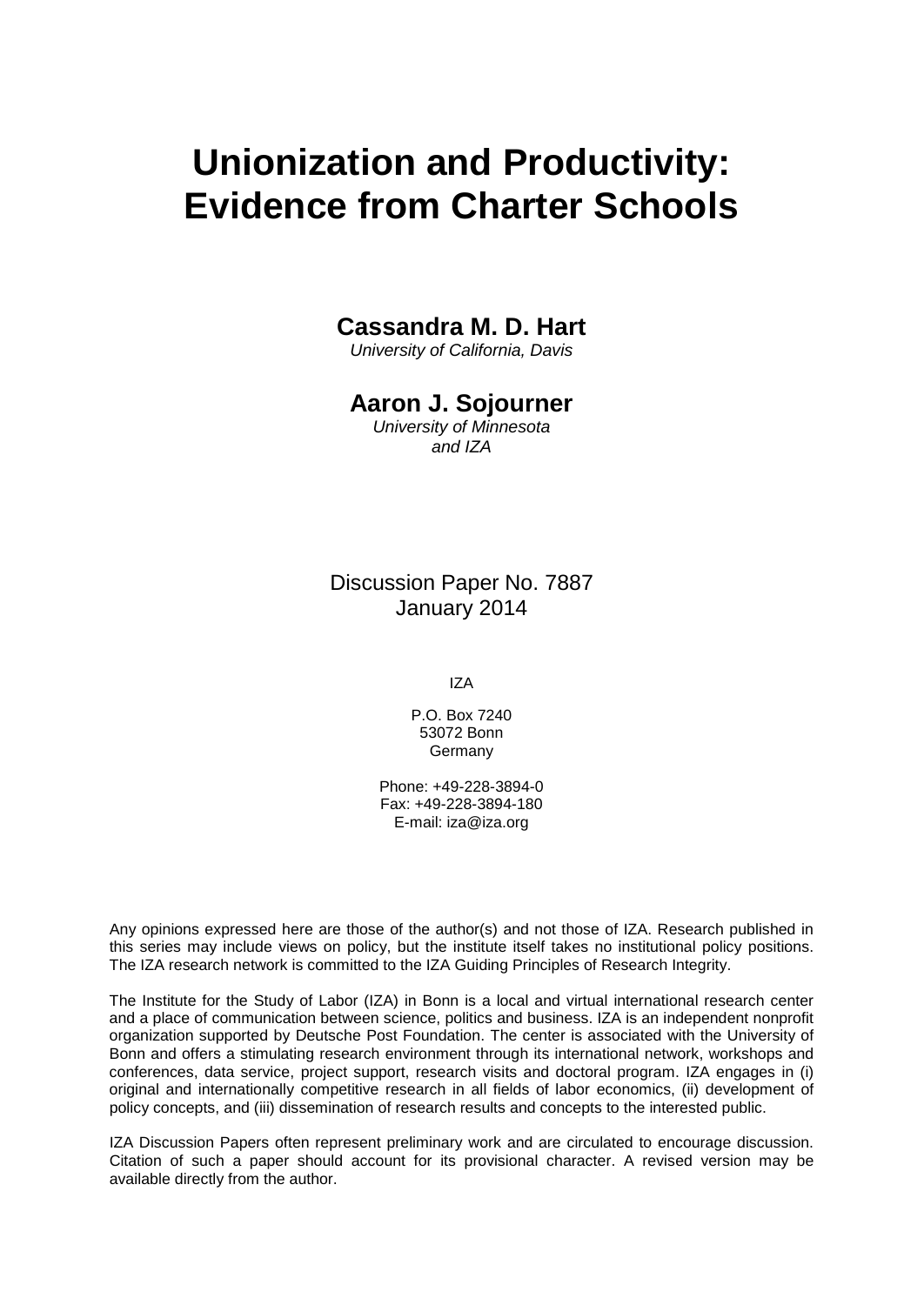# Unionization and Productivity: Evidence from Charter Schools

**Cassandra M. D. Hart**
*University of California, Davis*

**Aaron J. Sojourner**
*University of Minnesota and IZA*

Discussion Paper No. 7887
January 2014

IZA

P.O. Box 7240
53072 Bonn
Germany

Phone: +49-228-3894-0
Fax: +49-228-3894-180
E-mail: iza@iza.org

Any opinions expressed here are those of the author(s) and not those of IZA. Research published in this series may include views on policy, but the institute itself takes no institutional policy positions. The IZA research network is committed to the IZA Guiding Principles of Research Integrity.

The Institute for the Study of Labor (IZA) in Bonn is a local and virtual international research center and a place of communication between science, politics and business. IZA is an independent nonprofit organization supported by Deutsche Post Foundation. The center is associated with the University of Bonn and offers a stimulating research environment through its international network, workshops and conferences, data service, project support, research visits and doctoral program. IZA engages in (i) original and internationally competitive research in all fields of labor economics, (ii) development of policy concepts, and (iii) dissemination of research results and concepts to the interested public.

IZA Discussion Papers often represent preliminary work and are circulated to encourage discussion. Citation of such a paper should account for its provisional character. A revised version may be available directly from the author.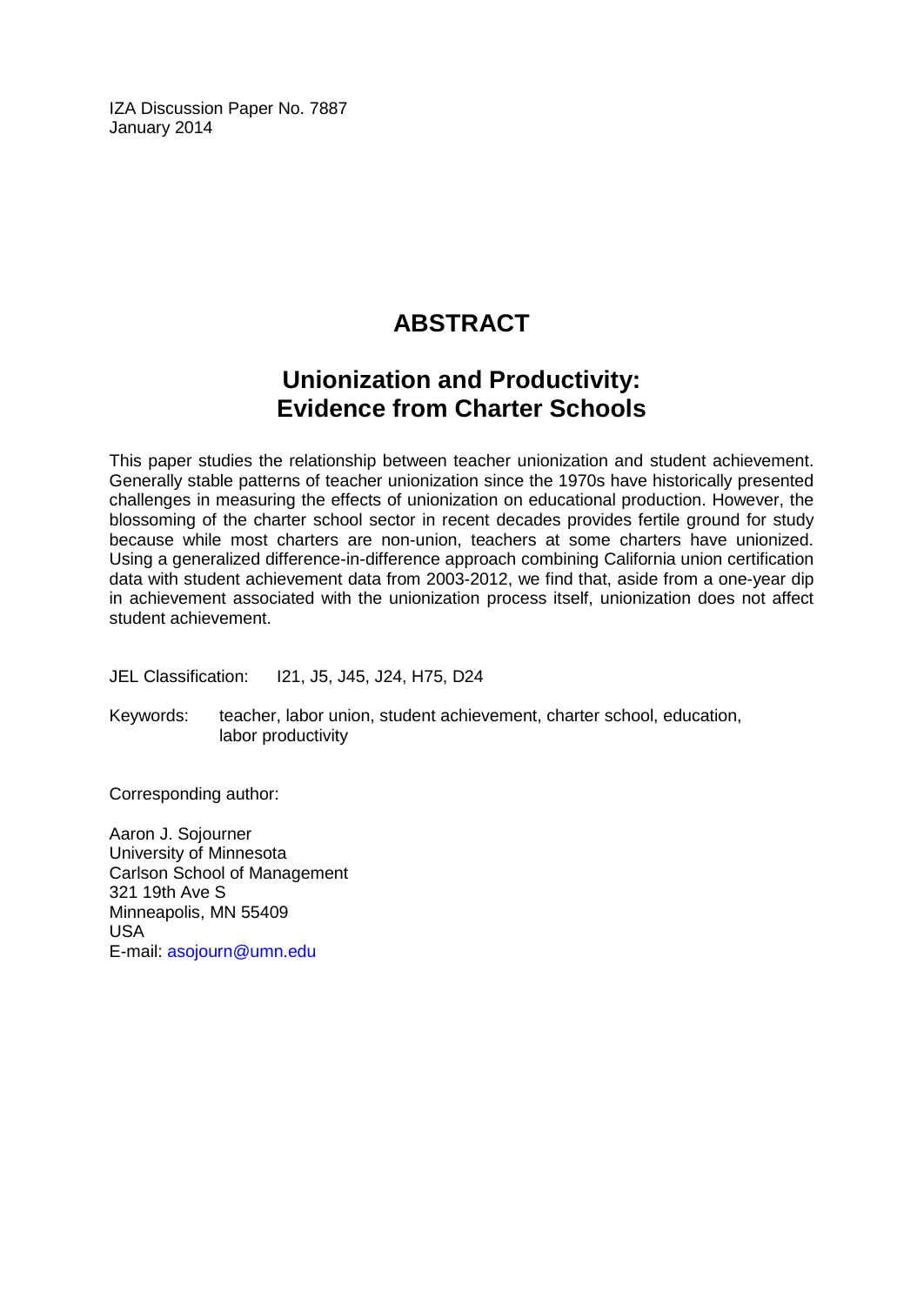IZA Discussion Paper No. 7887
January 2014

# ABSTRACT

## Unionization and Productivity: Evidence from Charter Schools

This paper studies the relationship between teacher unionization and student achievement. Generally stable patterns of teacher unionization since the 1970s have historically presented challenges in measuring the effects of unionization on educational production. However, the blossoming of the charter school sector in recent decades provides fertile ground for study because while most charters are non-union, teachers at some charters have unionized. Using a generalized difference-in-difference approach combining California union certification data with student achievement data from 2003-2012, we find that, aside from a one-year dip in achievement associated with the unionization process itself, unionization does not affect student achievement.

JEL Classification: I21, J5, J45, J24, H75, D24

Keywords: teacher, labor union, student achievement, charter school, education, labor productivity

Corresponding author:

Aaron J. Sojourner
University of Minnesota
Carlson School of Management
321 19th Ave S
Minneapolis, MN 55409
USA
E-mail: asojourn@umn.edu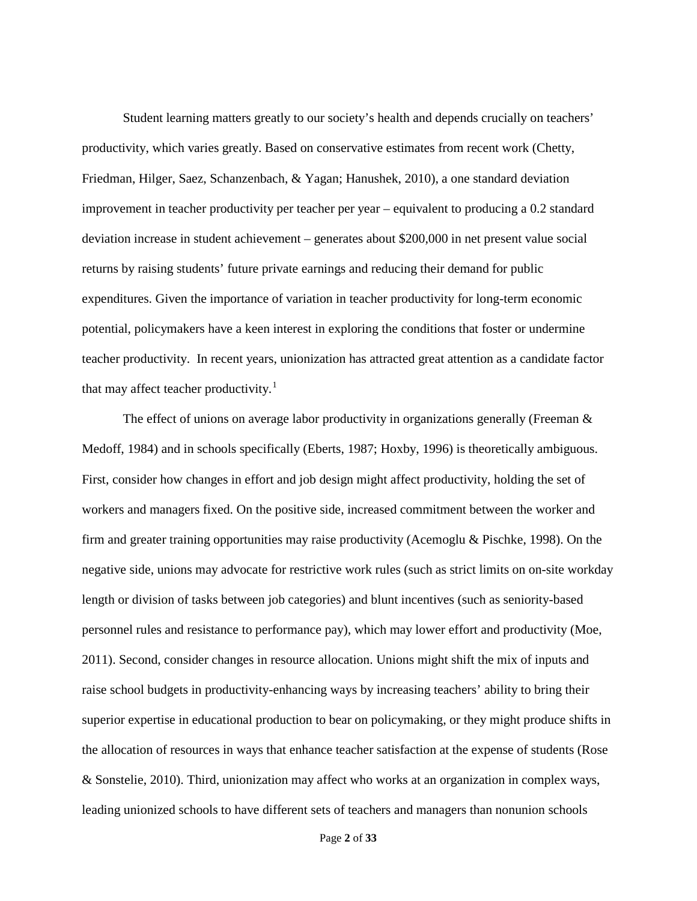Student learning matters greatly to our society's health and depends crucially on teachers' productivity, which varies greatly. Based on conservative estimates from recent work (Chetty, Friedman, Hilger, Saez, Schanzenbach, & Yagan; Hanushek, 2010), a one standard deviation improvement in teacher productivity per teacher per year – equivalent to producing a 0.2 standard deviation increase in student achievement – generates about $200,000 in net present value social returns by raising students' future private earnings and reducing their demand for public expenditures. Given the importance of variation in teacher productivity for long-term economic potential, policymakers have a keen interest in exploring the conditions that foster or undermine teacher productivity. In recent years, unionization has attracted great attention as a candidate factor that may affect teacher productivity.[1]

The effect of unions on average labor productivity in organizations generally (Freeman & Medoff, 1984) and in schools specifically (Eberts, 1987; Hoxby, 1996) is theoretically ambiguous. First, consider how changes in effort and job design might affect productivity, holding the set of workers and managers fixed. On the positive side, increased commitment between the worker and firm and greater training opportunities may raise productivity (Acemoglu & Pischke, 1998). On the negative side, unions may advocate for restrictive work rules (such as strict limits on on-site workday length or division of tasks between job categories) and blunt incentives (such as seniority-based personnel rules and resistance to performance pay), which may lower effort and productivity (Moe, 2011). Second, consider changes in resource allocation. Unions might shift the mix of inputs and raise school budgets in productivity-enhancing ways by increasing teachers' ability to bring their superior expertise in educational production to bear on policymaking, or they might produce shifts in the allocation of resources in ways that enhance teacher satisfaction at the expense of students (Rose & Sonstelie, 2010). Third, unionization may affect who works at an organization in complex ways, leading unionized schools to have different sets of teachers and managers than nonunion schools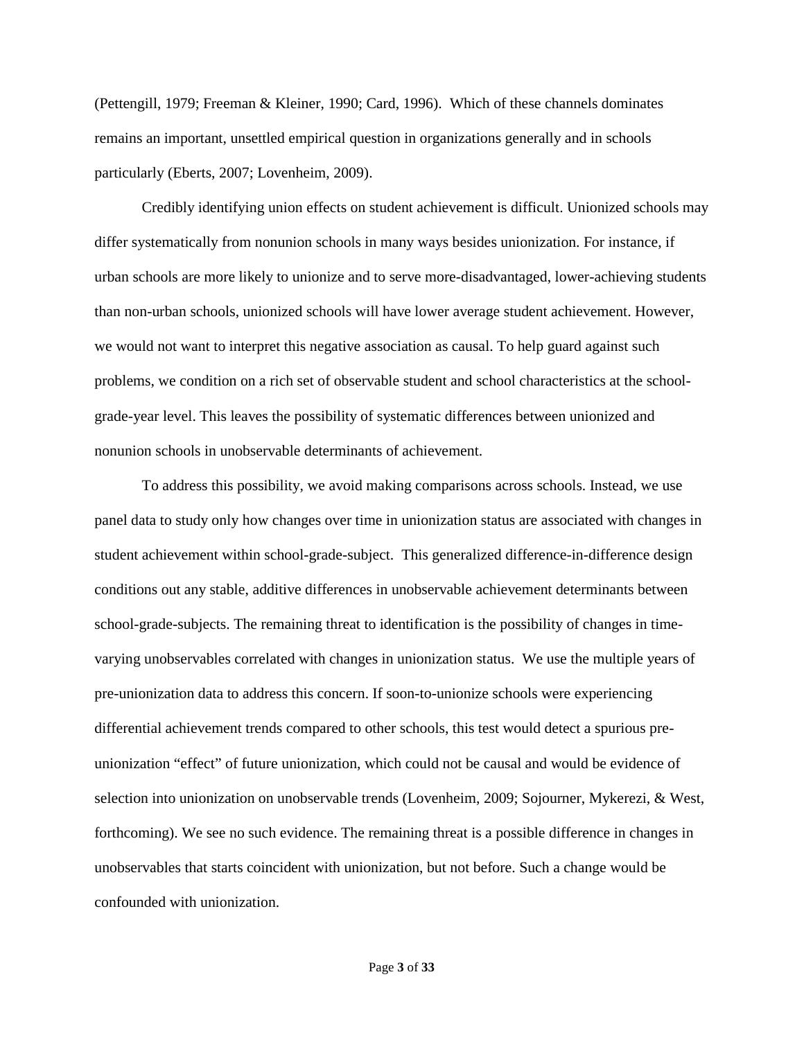(Pettengill, 1979; Freeman & Kleiner, 1990; Card, 1996). Which of these channels dominates remains an important, unsettled empirical question in organizations generally and in schools particularly (Eberts, 2007; Lovenheim, 2009).

Credibly identifying union effects on student achievement is difficult. Unionized schools may differ systematically from nonunion schools in many ways besides unionization. For instance, if urban schools are more likely to unionize and to serve more-disadvantaged, lower-achieving students than non-urban schools, unionized schools will have lower average student achievement. However, we would not want to interpret this negative association as causal. To help guard against such problems, we condition on a rich set of observable student and school characteristics at the school-grade-year level. This leaves the possibility of systematic differences between unionized and nonunion schools in unobservable determinants of achievement.

To address this possibility, we avoid making comparisons across schools. Instead, we use panel data to study only how changes over time in unionization status are associated with changes in student achievement within school-grade-subject. This generalized difference-in-difference design conditions out any stable, additive differences in unobservable achievement determinants between school-grade-subjects. The remaining threat to identification is the possibility of changes in time-varying unobservables correlated with changes in unionization status. We use the multiple years of pre-unionization data to address this concern. If soon-to-unionize schools were experiencing differential achievement trends compared to other schools, this test would detect a spurious pre-unionization "effect" of future unionization, which could not be causal and would be evidence of selection into unionization on unobservable trends (Lovenheim, 2009; Sojourner, Mykerezi, & West, forthcoming). We see no such evidence. The remaining threat is a possible difference in changes in unobservables that starts coincident with unionization, but not before. Such a change would be confounded with unionization.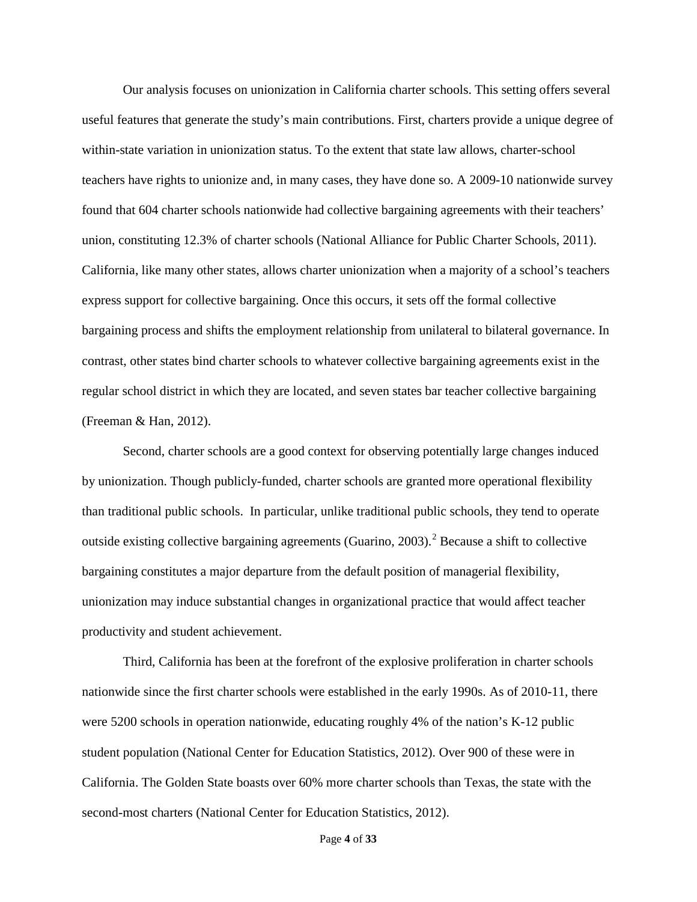Our analysis focuses on unionization in California charter schools. This setting offers several useful features that generate the study's main contributions. First, charters provide a unique degree of within-state variation in unionization status. To the extent that state law allows, charter-school teachers have rights to unionize and, in many cases, they have done so. A 2009-10 nationwide survey found that 604 charter schools nationwide had collective bargaining agreements with their teachers' union, constituting 12.3% of charter schools (National Alliance for Public Charter Schools, 2011). California, like many other states, allows charter unionization when a majority of a school's teachers express support for collective bargaining. Once this occurs, it sets off the formal collective bargaining process and shifts the employment relationship from unilateral to bilateral governance. In contrast, other states bind charter schools to whatever collective bargaining agreements exist in the regular school district in which they are located, and seven states bar teacher collective bargaining (Freeman & Han, 2012).

Second, charter schools are a good context for observing potentially large changes induced by unionization. Though publicly-funded, charter schools are granted more operational flexibility than traditional public schools. In particular, unlike traditional public schools, they tend to operate outside existing collective bargaining agreements (Guarino, 2003).[2] Because a shift to collective bargaining constitutes a major departure from the default position of managerial flexibility, unionization may induce substantial changes in organizational practice that would affect teacher productivity and student achievement.

Third, California has been at the forefront of the explosive proliferation in charter schools nationwide since the first charter schools were established in the early 1990s. As of 2010-11, there were 5200 schools in operation nationwide, educating roughly 4% of the nation's K-12 public student population (National Center for Education Statistics, 2012). Over 900 of these were in California. The Golden State boasts over 60% more charter schools than Texas, the state with the second-most charters (National Center for Education Statistics, 2012).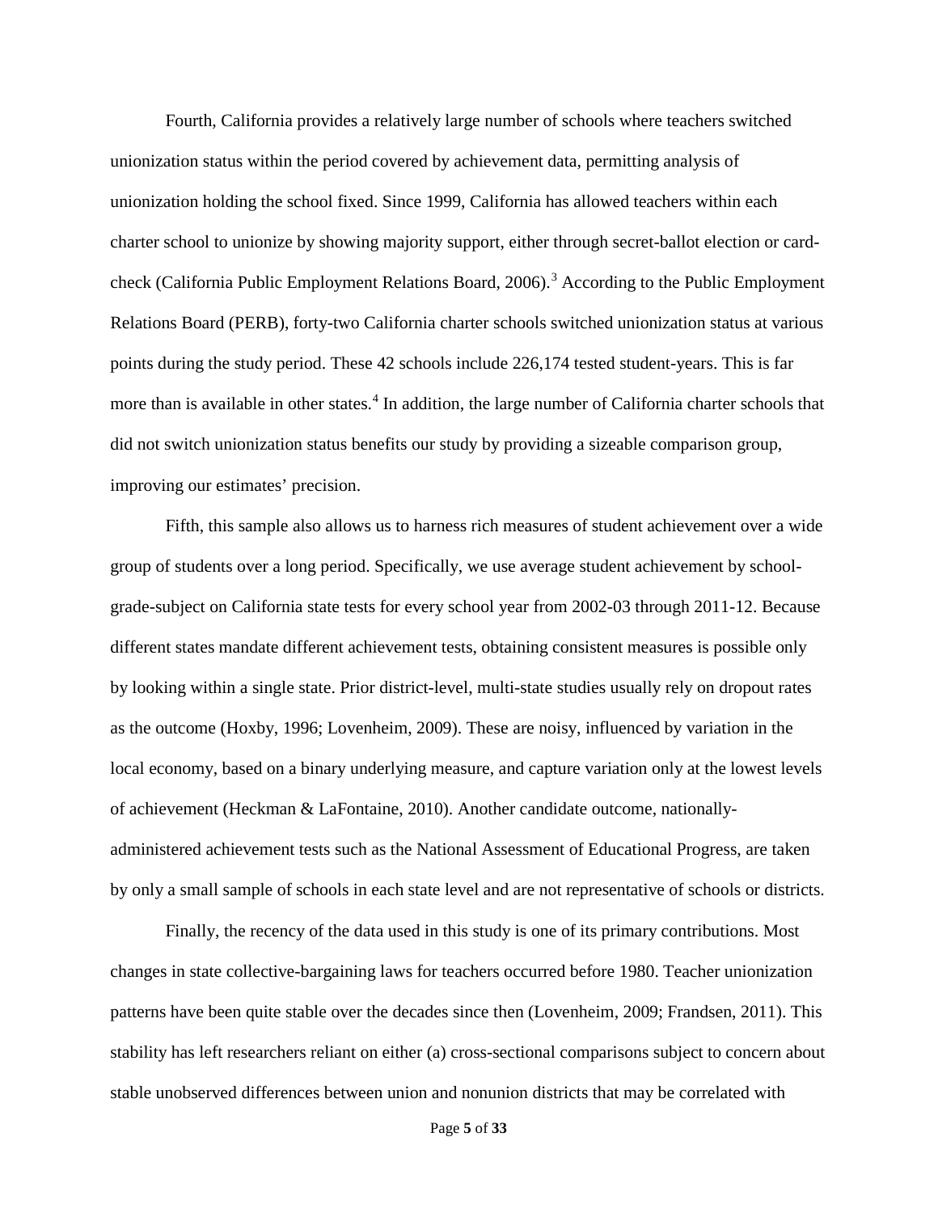Fourth, California provides a relatively large number of schools where teachers switched unionization status within the period covered by achievement data, permitting analysis of unionization holding the school fixed. Since 1999, California has allowed teachers within each charter school to unionize by showing majority support, either through secret-ballot election or card-check (California Public Employment Relations Board, 2006).[3] According to the Public Employment Relations Board (PERB), forty-two California charter schools switched unionization status at various points during the study period. These 42 schools include 226,174 tested student-years. This is far more than is available in other states.[4] In addition, the large number of California charter schools that did not switch unionization status benefits our study by providing a sizeable comparison group, improving our estimates' precision.

Fifth, this sample also allows us to harness rich measures of student achievement over a wide group of students over a long period. Specifically, we use average student achievement by school-grade-subject on California state tests for every school year from 2002-03 through 2011-12. Because different states mandate different achievement tests, obtaining consistent measures is possible only by looking within a single state. Prior district-level, multi-state studies usually rely on dropout rates as the outcome (Hoxby, 1996; Lovenheim, 2009). These are noisy, influenced by variation in the local economy, based on a binary underlying measure, and capture variation only at the lowest levels of achievement (Heckman & LaFontaine, 2010). Another candidate outcome, nationally-administered achievement tests such as the National Assessment of Educational Progress, are taken by only a small sample of schools in each state level and are not representative of schools or districts.

Finally, the recency of the data used in this study is one of its primary contributions. Most changes in state collective-bargaining laws for teachers occurred before 1980. Teacher unionization patterns have been quite stable over the decades since then (Lovenheim, 2009; Frandsen, 2011). This stability has left researchers reliant on either (a) cross-sectional comparisons subject to concern about stable unobserved differences between union and nonunion districts that may be correlated with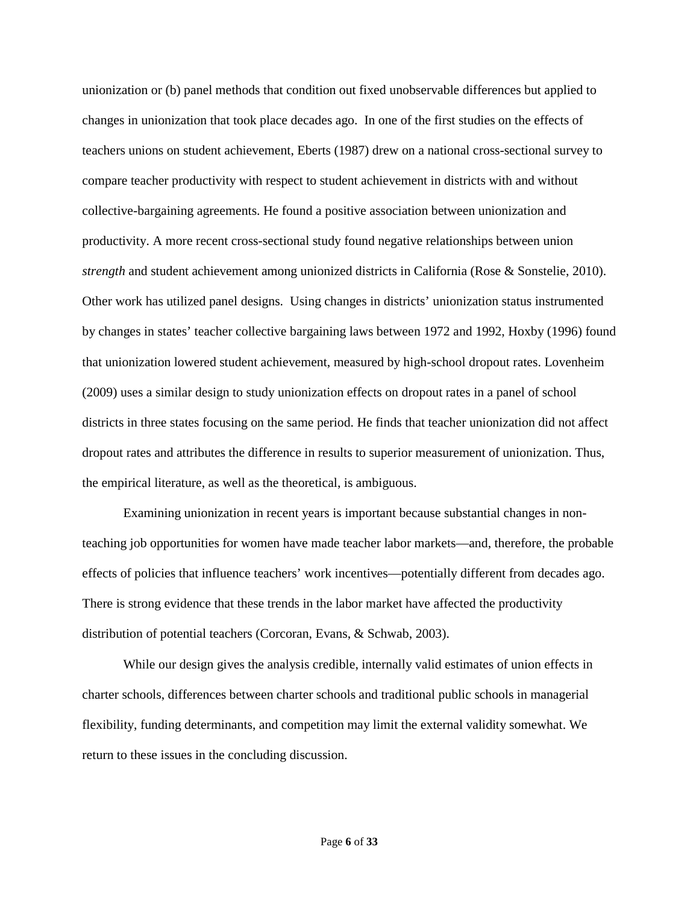unionization or (b) panel methods that condition out fixed unobservable differences but applied to changes in unionization that took place decades ago. In one of the first studies on the effects of teachers unions on student achievement, Eberts (1987) drew on a national cross-sectional survey to compare teacher productivity with respect to student achievement in districts with and without collective-bargaining agreements. He found a positive association between unionization and productivity. A more recent cross-sectional study found negative relationships between union *strength* and student achievement among unionized districts in California (Rose & Sonstelie, 2010). Other work has utilized panel designs. Using changes in districts' unionization status instrumented by changes in states' teacher collective bargaining laws between 1972 and 1992, Hoxby (1996) found that unionization lowered student achievement, measured by high-school dropout rates. Lovenheim (2009) uses a similar design to study unionization effects on dropout rates in a panel of school districts in three states focusing on the same period. He finds that teacher unionization did not affect dropout rates and attributes the difference in results to superior measurement of unionization. Thus, the empirical literature, as well as the theoretical, is ambiguous.

Examining unionization in recent years is important because substantial changes in non-teaching job opportunities for women have made teacher labor markets—and, therefore, the probable effects of policies that influence teachers' work incentives—potentially different from decades ago. There is strong evidence that these trends in the labor market have affected the productivity distribution of potential teachers (Corcoran, Evans, & Schwab, 2003).

While our design gives the analysis credible, internally valid estimates of union effects in charter schools, differences between charter schools and traditional public schools in managerial flexibility, funding determinants, and competition may limit the external validity somewhat. We return to these issues in the concluding discussion.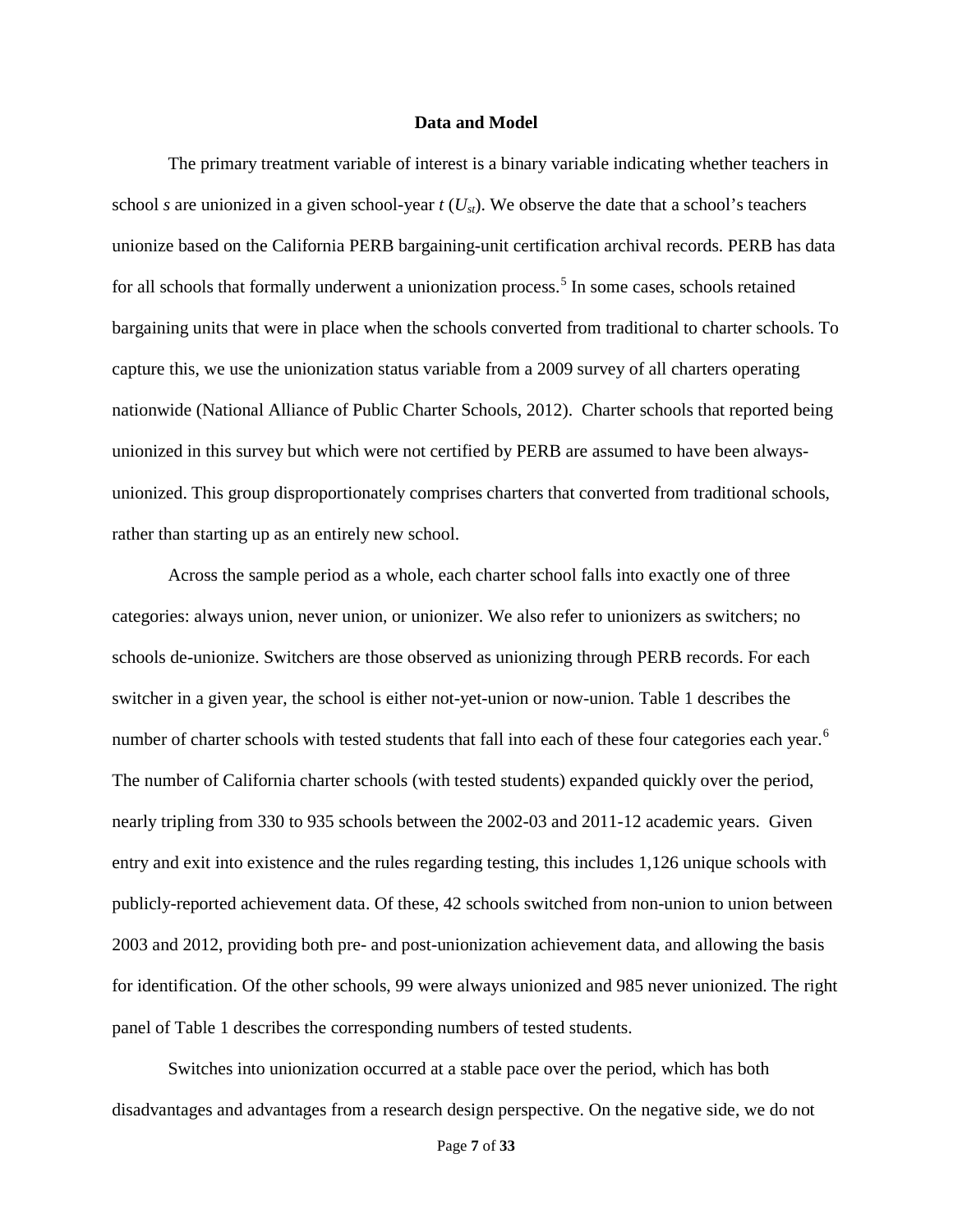## Data and Model

The primary treatment variable of interest is a binary variable indicating whether teachers in school *s* are unionized in a given school-year *t* ($U_{st}$). We observe the date that a school's teachers unionize based on the California PERB bargaining-unit certification archival records. PERB has data for all schools that formally underwent a unionization process.[5] In some cases, schools retained bargaining units that were in place when the schools converted from traditional to charter schools. To capture this, we use the unionization status variable from a 2009 survey of all charters operating nationwide (National Alliance of Public Charter Schools, 2012). Charter schools that reported being unionized in this survey but which were not certified by PERB are assumed to have been always-unionized. This group disproportionately comprises charters that converted from traditional schools, rather than starting up as an entirely new school.

Across the sample period as a whole, each charter school falls into exactly one of three categories: always union, never union, or unionizer. We also refer to unionizers as switchers; no schools de-unionize. Switchers are those observed as unionizing through PERB records. For each switcher in a given year, the school is either not-yet-union or now-union. Table 1 describes the number of charter schools with tested students that fall into each of these four categories each year.[6] The number of California charter schools (with tested students) expanded quickly over the period, nearly tripling from 330 to 935 schools between the 2002-03 and 2011-12 academic years. Given entry and exit into existence and the rules regarding testing, this includes 1,126 unique schools with publicly-reported achievement data. Of these, 42 schools switched from non-union to union between 2003 and 2012, providing both pre- and post-unionization achievement data, and allowing the basis for identification. Of the other schools, 99 were always unionized and 985 never unionized. The right panel of Table 1 describes the corresponding numbers of tested students.

Switches into unionization occurred at a stable pace over the period, which has both disadvantages and advantages from a research design perspective. On the negative side, we do not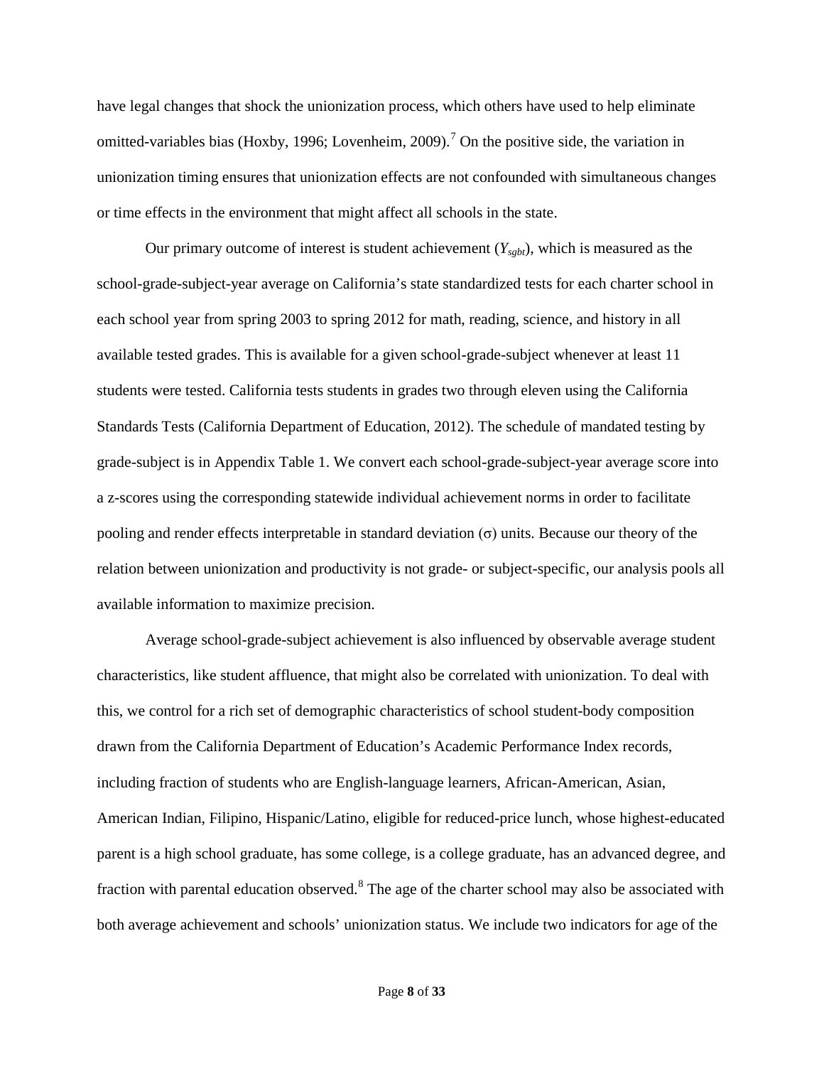have legal changes that shock the unionization process, which others have used to help eliminate omitted-variables bias (Hoxby, 1996; Lovenheim, 2009).[7] On the positive side, the variation in unionization timing ensures that unionization effects are not confounded with simultaneous changes or time effects in the environment that might affect all schools in the state.

Our primary outcome of interest is student achievement ($Y_{sgbt}$), which is measured as the school-grade-subject-year average on California's state standardized tests for each charter school in each school year from spring 2003 to spring 2012 for math, reading, science, and history in all available tested grades. This is available for a given school-grade-subject whenever at least 11 students were tested. California tests students in grades two through eleven using the California Standards Tests (California Department of Education, 2012). The schedule of mandated testing by grade-subject is in Appendix Table 1. We convert each school-grade-subject-year average score into a z-scores using the corresponding statewide individual achievement norms in order to facilitate pooling and render effects interpretable in standard deviation (σ) units. Because our theory of the relation between unionization and productivity is not grade- or subject-specific, our analysis pools all available information to maximize precision.

Average school-grade-subject achievement is also influenced by observable average student characteristics, like student affluence, that might also be correlated with unionization. To deal with this, we control for a rich set of demographic characteristics of school student-body composition drawn from the California Department of Education's Academic Performance Index records, including fraction of students who are English-language learners, African-American, Asian, American Indian, Filipino, Hispanic/Latino, eligible for reduced-price lunch, whose highest-educated parent is a high school graduate, has some college, is a college graduate, has an advanced degree, and fraction with parental education observed.[8] The age of the charter school may also be associated with both average achievement and schools' unionization status. We include two indicators for age of the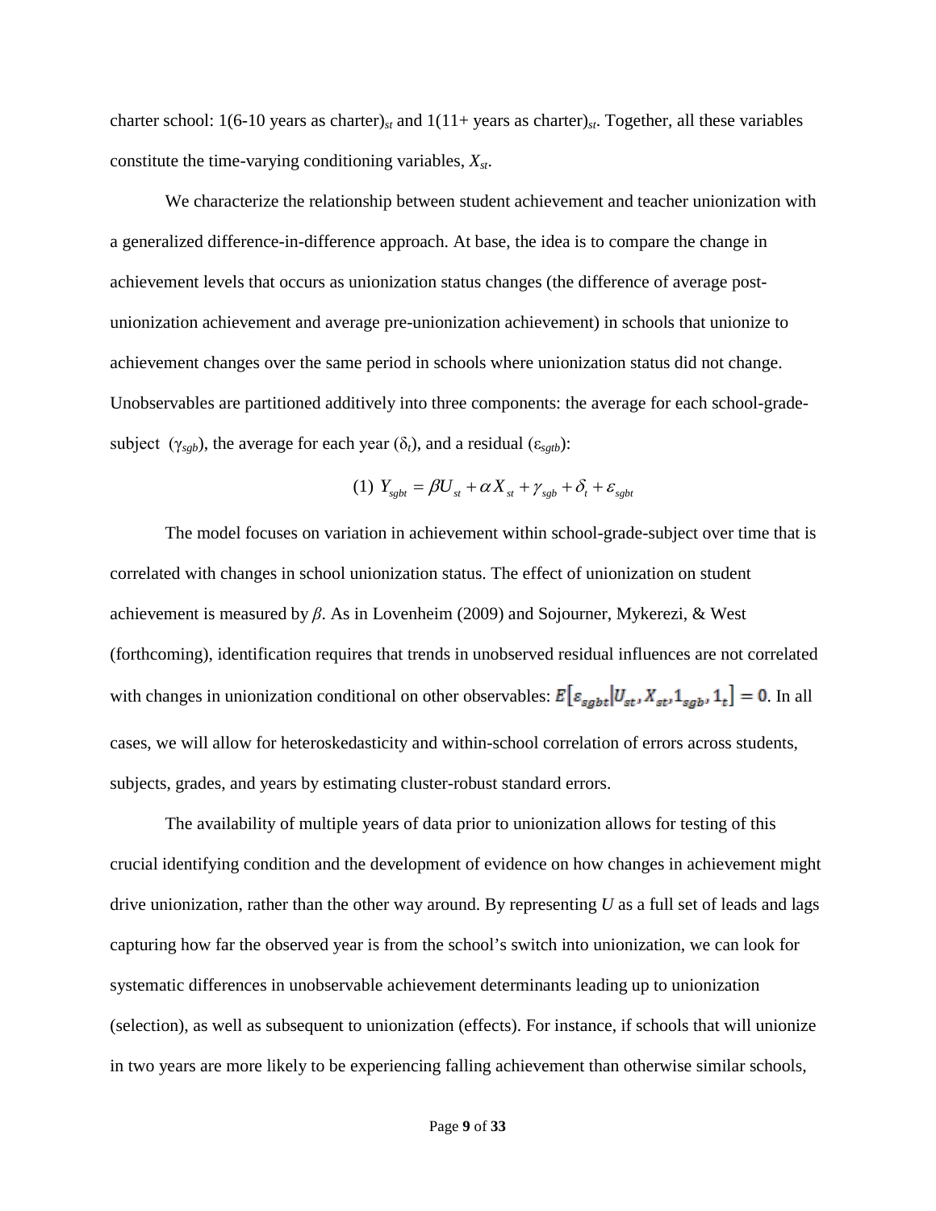charter school: 1(6-10 years as charter)$_{st}$ and 1(11+ years as charter)$_{st}$. Together, all these variables constitute the time-varying conditioning variables, $X_{st}$.

We characterize the relationship between student achievement and teacher unionization with a generalized difference-in-difference approach. At base, the idea is to compare the change in achievement levels that occurs as unionization status changes (the difference of average post-unionization achievement and average pre-unionization achievement) in schools that unionize to achievement changes over the same period in schools where unionization status did not change. Unobservables are partitioned additively into three components: the average for each school-grade-subject ($\gamma_{sgb}$), the average for each year ($\delta_t$), and a residual ($\varepsilon_{sgtb}$):

$$(1)\ Y_{sgbt} = \beta U_{st} + \alpha X_{st} + \gamma_{sgb} + \delta_t + \varepsilon_{sgbt}$$

The model focuses on variation in achievement within school-grade-subject over time that is correlated with changes in school unionization status. The effect of unionization on student achievement is measured by $\beta$. As in Lovenheim (2009) and Sojourner, Mykerezi, & West (forthcoming), identification requires that trends in unobserved residual influences are not correlated with changes in unionization conditional on other observables: $E\left[\varepsilon_{sgbt} \middle| U_{st}, X_{st}, 1_{sgb}, 1_t\right] = 0$. In all cases, we will allow for heteroskedasticity and within-school correlation of errors across students, subjects, grades, and years by estimating cluster-robust standard errors.

The availability of multiple years of data prior to unionization allows for testing of this crucial identifying condition and the development of evidence on how changes in achievement might drive unionization, rather than the other way around. By representing $U$ as a full set of leads and lags capturing how far the observed year is from the school's switch into unionization, we can look for systematic differences in unobservable achievement determinants leading up to unionization (selection), as well as subsequent to unionization (effects). For instance, if schools that will unionize in two years are more likely to be experiencing falling achievement than otherwise similar schools,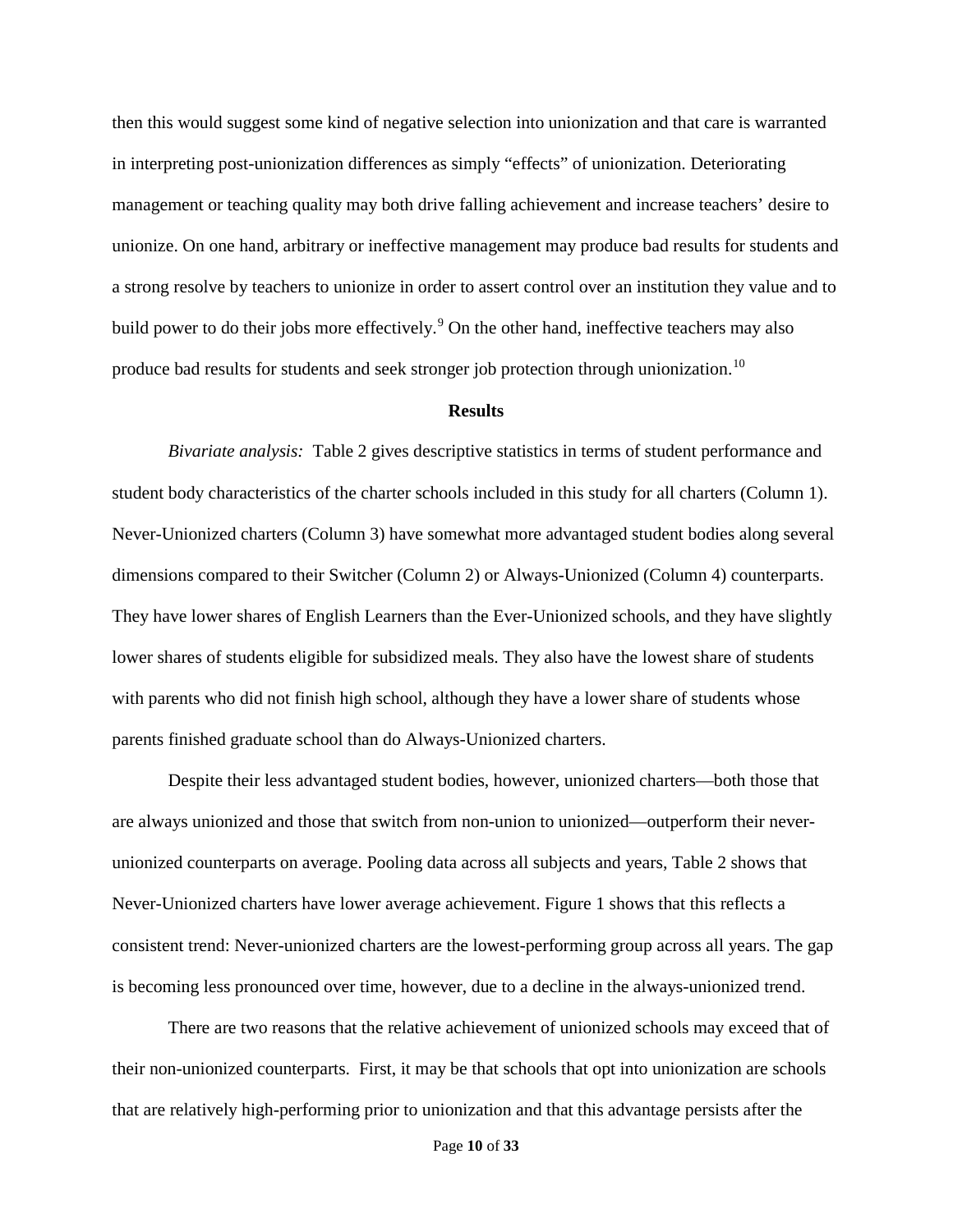then this would suggest some kind of negative selection into unionization and that care is warranted in interpreting post-unionization differences as simply "effects" of unionization. Deteriorating management or teaching quality may both drive falling achievement and increase teachers' desire to unionize. On one hand, arbitrary or ineffective management may produce bad results for students and a strong resolve by teachers to unionize in order to assert control over an institution they value and to build power to do their jobs more effectively.[9] On the other hand, ineffective teachers may also produce bad results for students and seek stronger job protection through unionization.[10]

## Results

*Bivariate analysis:* Table 2 gives descriptive statistics in terms of student performance and student body characteristics of the charter schools included in this study for all charters (Column 1). Never-Unionized charters (Column 3) have somewhat more advantaged student bodies along several dimensions compared to their Switcher (Column 2) or Always-Unionized (Column 4) counterparts. They have lower shares of English Learners than the Ever-Unionized schools, and they have slightly lower shares of students eligible for subsidized meals. They also have the lowest share of students with parents who did not finish high school, although they have a lower share of students whose parents finished graduate school than do Always-Unionized charters.

Despite their less advantaged student bodies, however, unionized charters—both those that are always unionized and those that switch from non-union to unionized—outperform their never-unionized counterparts on average. Pooling data across all subjects and years, Table 2 shows that Never-Unionized charters have lower average achievement. Figure 1 shows that this reflects a consistent trend: Never-unionized charters are the lowest-performing group across all years. The gap is becoming less pronounced over time, however, due to a decline in the always-unionized trend.

There are two reasons that the relative achievement of unionized schools may exceed that of their non-unionized counterparts. First, it may be that schools that opt into unionization are schools that are relatively high-performing prior to unionization and that this advantage persists after the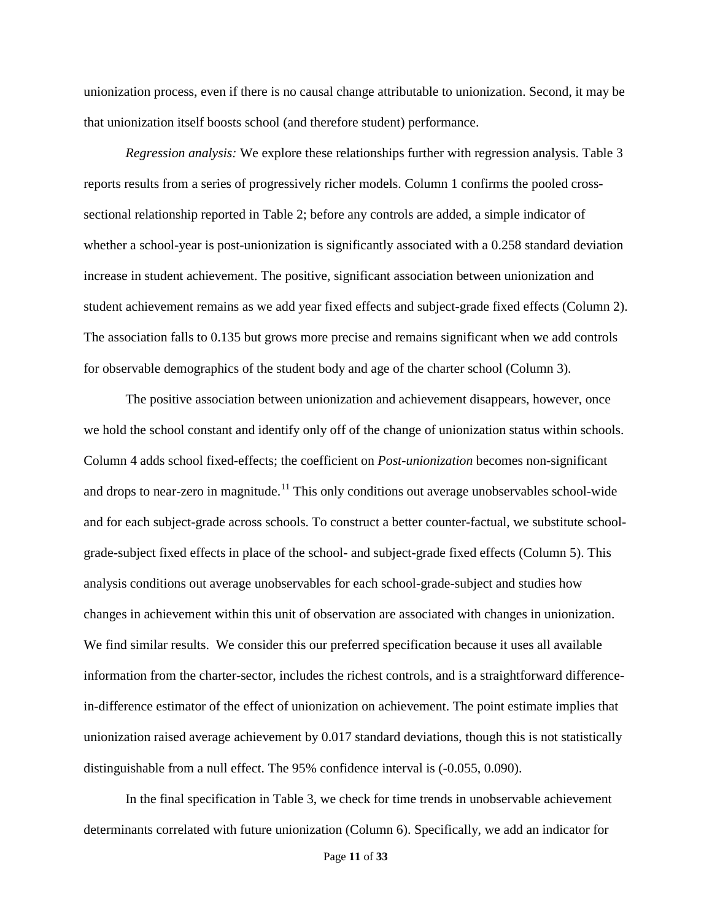unionization process, even if there is no causal change attributable to unionization. Second, it may be that unionization itself boosts school (and therefore student) performance.

*Regression analysis:* We explore these relationships further with regression analysis. Table 3 reports results from a series of progressively richer models. Column 1 confirms the pooled cross-sectional relationship reported in Table 2; before any controls are added, a simple indicator of whether a school-year is post-unionization is significantly associated with a 0.258 standard deviation increase in student achievement. The positive, significant association between unionization and student achievement remains as we add year fixed effects and subject-grade fixed effects (Column 2). The association falls to 0.135 but grows more precise and remains significant when we add controls for observable demographics of the student body and age of the charter school (Column 3).

The positive association between unionization and achievement disappears, however, once we hold the school constant and identify only off of the change of unionization status within schools. Column 4 adds school fixed-effects; the coefficient on *Post-unionization* becomes non-significant and drops to near-zero in magnitude.[11] This only conditions out average unobservables school-wide and for each subject-grade across schools. To construct a better counter-factual, we substitute school-grade-subject fixed effects in place of the school- and subject-grade fixed effects (Column 5). This analysis conditions out average unobservables for each school-grade-subject and studies how changes in achievement within this unit of observation are associated with changes in unionization. We find similar results. We consider this our preferred specification because it uses all available information from the charter-sector, includes the richest controls, and is a straightforward difference-in-difference estimator of the effect of unionization on achievement. The point estimate implies that unionization raised average achievement by 0.017 standard deviations, though this is not statistically distinguishable from a null effect. The 95% confidence interval is (-0.055, 0.090).

In the final specification in Table 3, we check for time trends in unobservable achievement determinants correlated with future unionization (Column 6). Specifically, we add an indicator for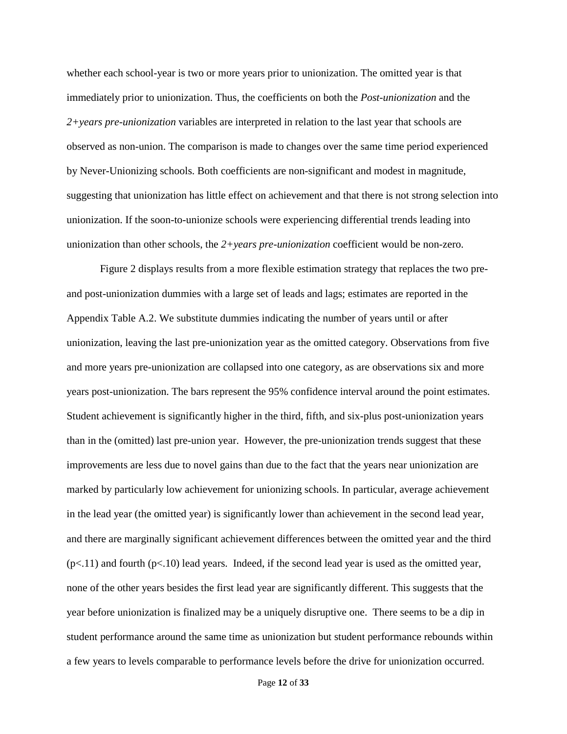whether each school-year is two or more years prior to unionization. The omitted year is that immediately prior to unionization. Thus, the coefficients on both the *Post-unionization* and the *2+years pre-unionization* variables are interpreted in relation to the last year that schools are observed as non-union. The comparison is made to changes over the same time period experienced by Never-Unionizing schools. Both coefficients are non-significant and modest in magnitude, suggesting that unionization has little effect on achievement and that there is not strong selection into unionization. If the soon-to-unionize schools were experiencing differential trends leading into unionization than other schools, the *2+years pre-unionization* coefficient would be non-zero.

Figure 2 displays results from a more flexible estimation strategy that replaces the two pre- and post-unionization dummies with a large set of leads and lags; estimates are reported in the Appendix Table A.2. We substitute dummies indicating the number of years until or after unionization, leaving the last pre-unionization year as the omitted category. Observations from five and more years pre-unionization are collapsed into one category, as are observations six and more years post-unionization. The bars represent the 95% confidence interval around the point estimates. Student achievement is significantly higher in the third, fifth, and six-plus post-unionization years than in the (omitted) last pre-union year. However, the pre-unionization trends suggest that these improvements are less due to novel gains than due to the fact that the years near unionization are marked by particularly low achievement for unionizing schools. In particular, average achievement in the lead year (the omitted year) is significantly lower than achievement in the second lead year, and there are marginally significant achievement differences between the omitted year and the third ($p<.11$) and fourth ($p<.10$) lead years. Indeed, if the second lead year is used as the omitted year, none of the other years besides the first lead year are significantly different. This suggests that the year before unionization is finalized may be a uniquely disruptive one. There seems to be a dip in student performance around the same time as unionization but student performance rebounds within a few years to levels comparable to performance levels before the drive for unionization occurred.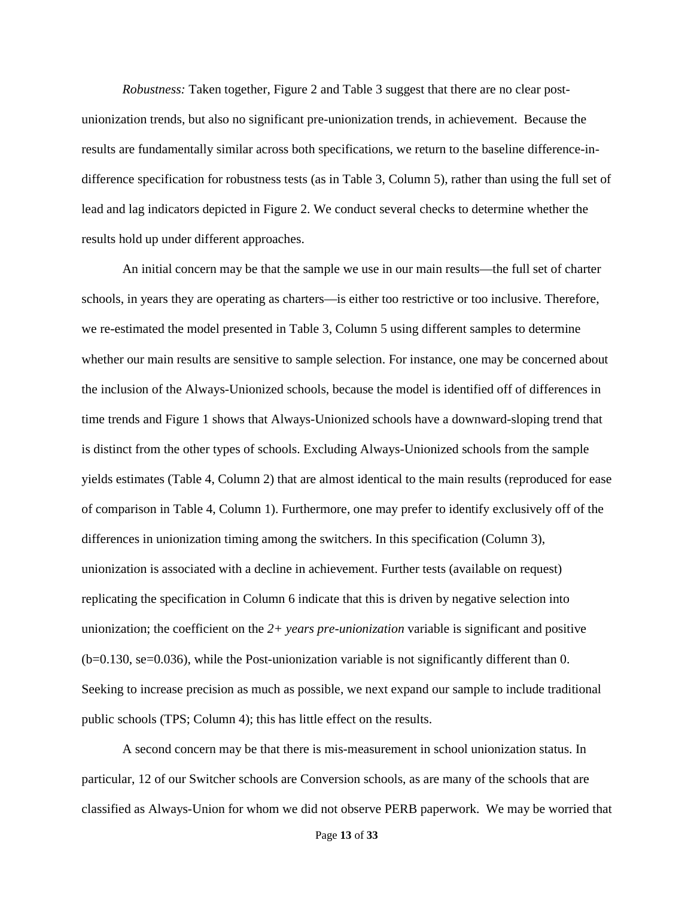*Robustness:* Taken together, Figure 2 and Table 3 suggest that there are no clear post-unionization trends, but also no significant pre-unionization trends, in achievement. Because the results are fundamentally similar across both specifications, we return to the baseline difference-in-difference specification for robustness tests (as in Table 3, Column 5), rather than using the full set of lead and lag indicators depicted in Figure 2. We conduct several checks to determine whether the results hold up under different approaches.

An initial concern may be that the sample we use in our main results—the full set of charter schools, in years they are operating as charters—is either too restrictive or too inclusive. Therefore, we re-estimated the model presented in Table 3, Column 5 using different samples to determine whether our main results are sensitive to sample selection. For instance, one may be concerned about the inclusion of the Always-Unionized schools, because the model is identified off of differences in time trends and Figure 1 shows that Always-Unionized schools have a downward-sloping trend that is distinct from the other types of schools. Excluding Always-Unionized schools from the sample yields estimates (Table 4, Column 2) that are almost identical to the main results (reproduced for ease of comparison in Table 4, Column 1). Furthermore, one may prefer to identify exclusively off of the differences in unionization timing among the switchers. In this specification (Column 3), unionization is associated with a decline in achievement. Further tests (available on request) replicating the specification in Column 6 indicate that this is driven by negative selection into unionization; the coefficient on the *2+ years pre-unionization* variable is significant and positive (b=0.130, se=0.036), while the Post-unionization variable is not significantly different than 0. Seeking to increase precision as much as possible, we next expand our sample to include traditional public schools (TPS; Column 4); this has little effect on the results.

A second concern may be that there is mis-measurement in school unionization status. In particular, 12 of our Switcher schools are Conversion schools, as are many of the schools that are classified as Always-Union for whom we did not observe PERB paperwork. We may be worried that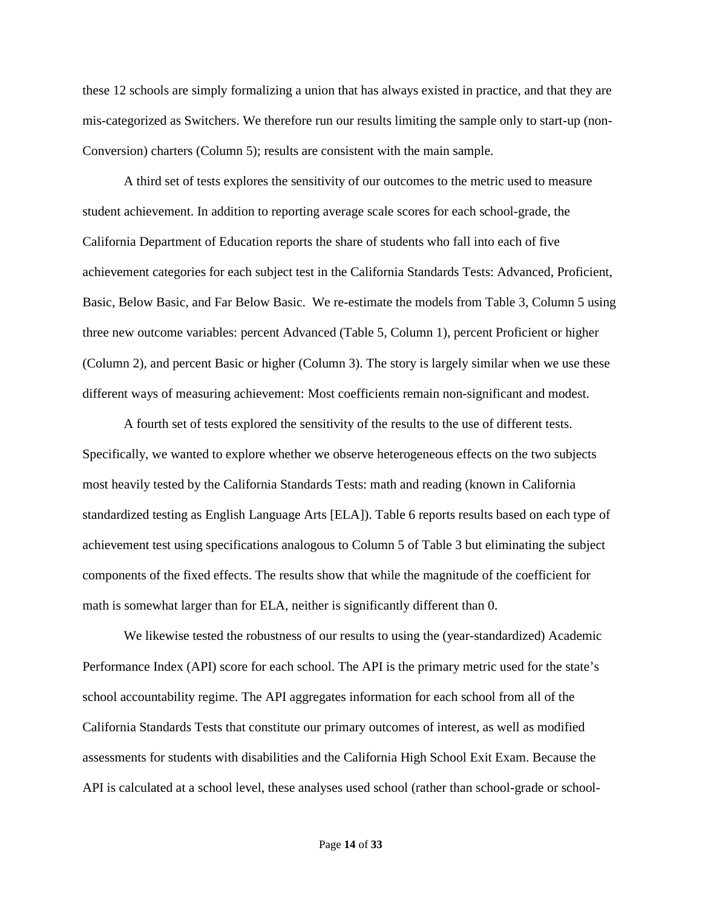these 12 schools are simply formalizing a union that has always existed in practice, and that they are mis-categorized as Switchers. We therefore run our results limiting the sample only to start-up (non-Conversion) charters (Column 5); results are consistent with the main sample.

A third set of tests explores the sensitivity of our outcomes to the metric used to measure student achievement. In addition to reporting average scale scores for each school-grade, the California Department of Education reports the share of students who fall into each of five achievement categories for each subject test in the California Standards Tests: Advanced, Proficient, Basic, Below Basic, and Far Below Basic. We re-estimate the models from Table 3, Column 5 using three new outcome variables: percent Advanced (Table 5, Column 1), percent Proficient or higher (Column 2), and percent Basic or higher (Column 3). The story is largely similar when we use these different ways of measuring achievement: Most coefficients remain non-significant and modest.

A fourth set of tests explored the sensitivity of the results to the use of different tests. Specifically, we wanted to explore whether we observe heterogeneous effects on the two subjects most heavily tested by the California Standards Tests: math and reading (known in California standardized testing as English Language Arts [ELA]). Table 6 reports results based on each type of achievement test using specifications analogous to Column 5 of Table 3 but eliminating the subject components of the fixed effects. The results show that while the magnitude of the coefficient for math is somewhat larger than for ELA, neither is significantly different than 0.

We likewise tested the robustness of our results to using the (year-standardized) Academic Performance Index (API) score for each school. The API is the primary metric used for the state's school accountability regime. The API aggregates information for each school from all of the California Standards Tests that constitute our primary outcomes of interest, as well as modified assessments for students with disabilities and the California High School Exit Exam. Because the API is calculated at a school level, these analyses used school (rather than school-grade or school-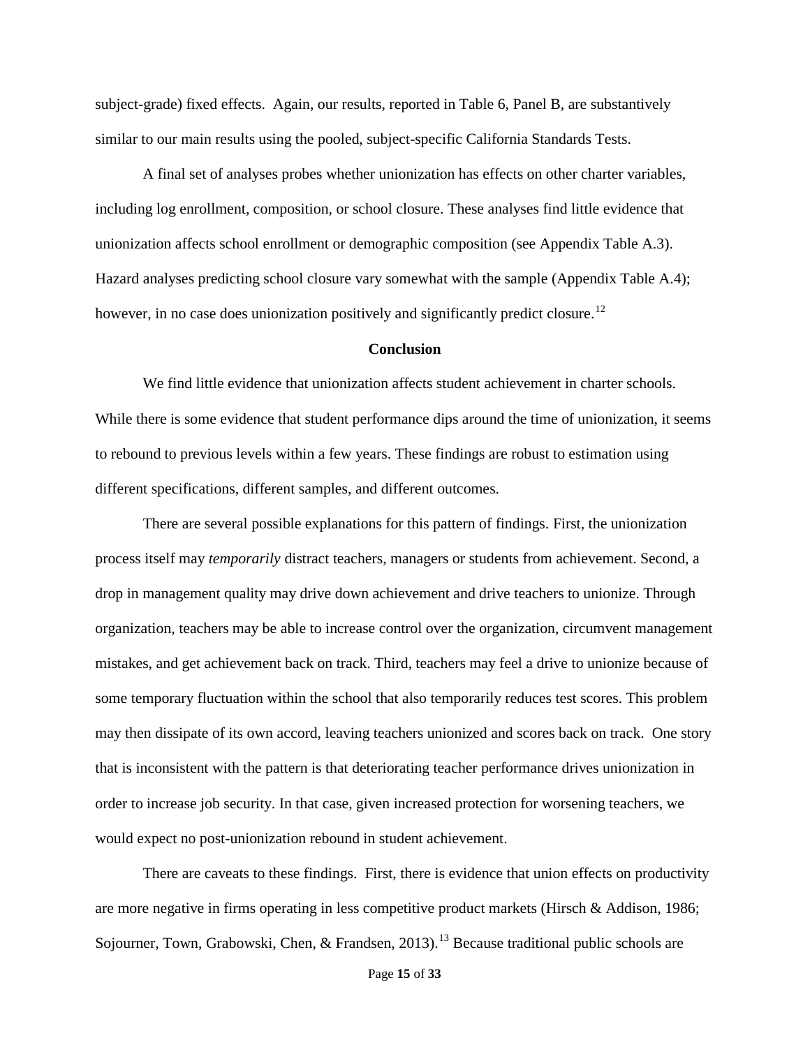subject-grade) fixed effects. Again, our results, reported in Table 6, Panel B, are substantively similar to our main results using the pooled, subject-specific California Standards Tests.

A final set of analyses probes whether unionization has effects on other charter variables, including log enrollment, composition, or school closure. These analyses find little evidence that unionization affects school enrollment or demographic composition (see Appendix Table A.3). Hazard analyses predicting school closure vary somewhat with the sample (Appendix Table A.4); however, in no case does unionization positively and significantly predict closure.[12]

## Conclusion

We find little evidence that unionization affects student achievement in charter schools. While there is some evidence that student performance dips around the time of unionization, it seems to rebound to previous levels within a few years. These findings are robust to estimation using different specifications, different samples, and different outcomes.

There are several possible explanations for this pattern of findings. First, the unionization process itself may *temporarily* distract teachers, managers or students from achievement. Second, a drop in management quality may drive down achievement and drive teachers to unionize. Through organization, teachers may be able to increase control over the organization, circumvent management mistakes, and get achievement back on track. Third, teachers may feel a drive to unionize because of some temporary fluctuation within the school that also temporarily reduces test scores. This problem may then dissipate of its own accord, leaving teachers unionized and scores back on track. One story that is inconsistent with the pattern is that deteriorating teacher performance drives unionization in order to increase job security. In that case, given increased protection for worsening teachers, we would expect no post-unionization rebound in student achievement.

There are caveats to these findings. First, there is evidence that union effects on productivity are more negative in firms operating in less competitive product markets (Hirsch & Addison, 1986; Sojourner, Town, Grabowski, Chen, & Frandsen, 2013).[13] Because traditional public schools are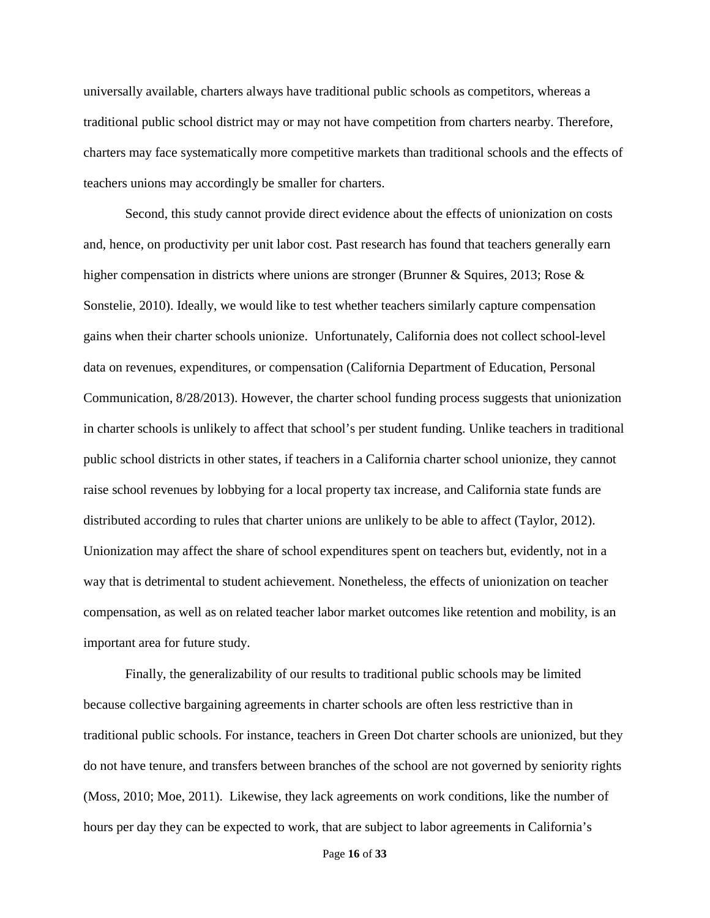universally available, charters always have traditional public schools as competitors, whereas a traditional public school district may or may not have competition from charters nearby. Therefore, charters may face systematically more competitive markets than traditional schools and the effects of teachers unions may accordingly be smaller for charters.

Second, this study cannot provide direct evidence about the effects of unionization on costs and, hence, on productivity per unit labor cost. Past research has found that teachers generally earn higher compensation in districts where unions are stronger (Brunner & Squires, 2013; Rose & Sonstelie, 2010). Ideally, we would like to test whether teachers similarly capture compensation gains when their charter schools unionize. Unfortunately, California does not collect school-level data on revenues, expenditures, or compensation (California Department of Education, Personal Communication, 8/28/2013). However, the charter school funding process suggests that unionization in charter schools is unlikely to affect that school's per student funding. Unlike teachers in traditional public school districts in other states, if teachers in a California charter school unionize, they cannot raise school revenues by lobbying for a local property tax increase, and California state funds are distributed according to rules that charter unions are unlikely to be able to affect (Taylor, 2012). Unionization may affect the share of school expenditures spent on teachers but, evidently, not in a way that is detrimental to student achievement. Nonetheless, the effects of unionization on teacher compensation, as well as on related teacher labor market outcomes like retention and mobility, is an important area for future study.

Finally, the generalizability of our results to traditional public schools may be limited because collective bargaining agreements in charter schools are often less restrictive than in traditional public schools. For instance, teachers in Green Dot charter schools are unionized, but they do not have tenure, and transfers between branches of the school are not governed by seniority rights (Moss, 2010; Moe, 2011). Likewise, they lack agreements on work conditions, like the number of hours per day they can be expected to work, that are subject to labor agreements in California's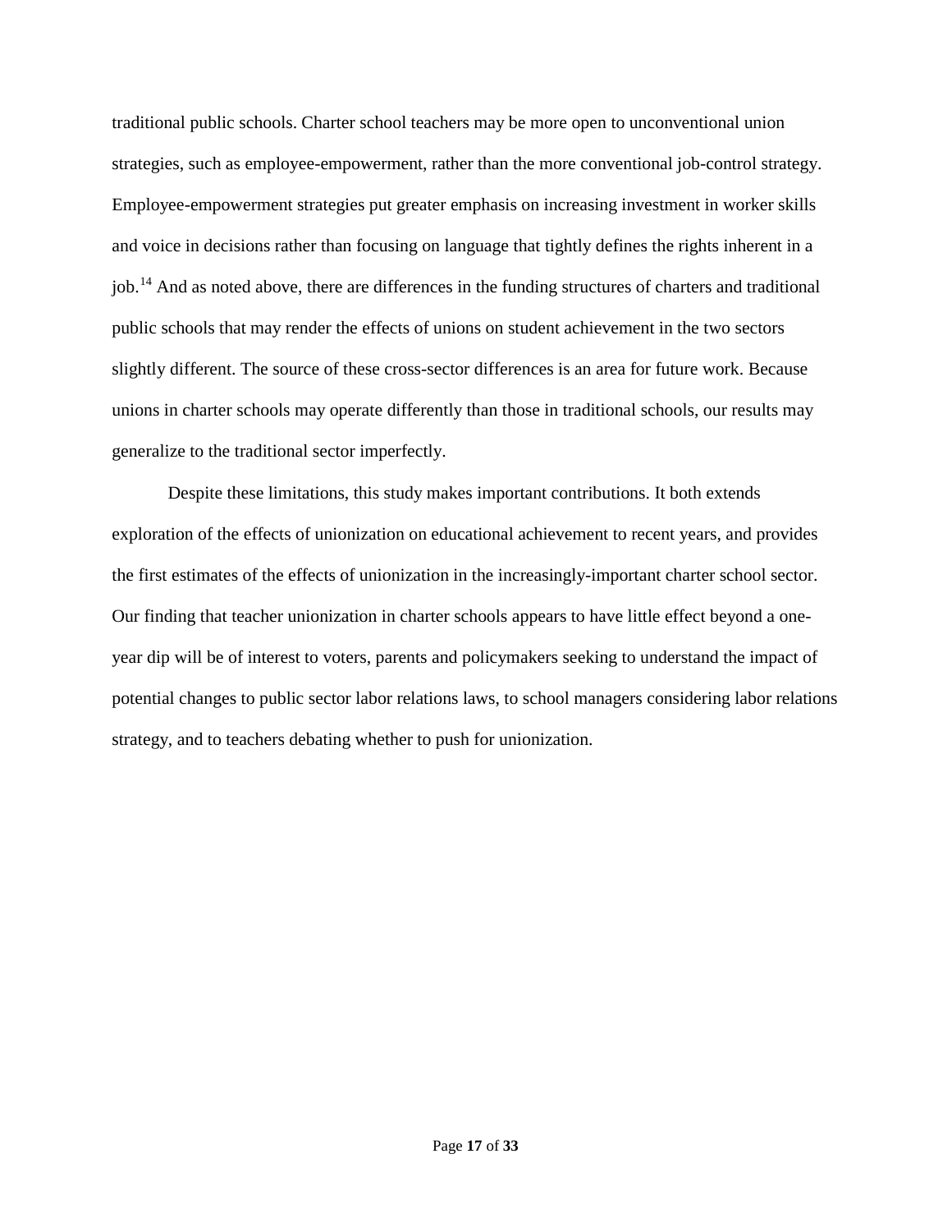traditional public schools. Charter school teachers may be more open to unconventional union strategies, such as employee-empowerment, rather than the more conventional job-control strategy. Employee-empowerment strategies put greater emphasis on increasing investment in worker skills and voice in decisions rather than focusing on language that tightly defines the rights inherent in a job.[14] And as noted above, there are differences in the funding structures of charters and traditional public schools that may render the effects of unions on student achievement in the two sectors slightly different. The source of these cross-sector differences is an area for future work. Because unions in charter schools may operate differently than those in traditional schools, our results may generalize to the traditional sector imperfectly.

Despite these limitations, this study makes important contributions. It both extends exploration of the effects of unionization on educational achievement to recent years, and provides the first estimates of the effects of unionization in the increasingly-important charter school sector. Our finding that teacher unionization in charter schools appears to have little effect beyond a one-year dip will be of interest to voters, parents and policymakers seeking to understand the impact of potential changes to public sector labor relations laws, to school managers considering labor relations strategy, and to teachers debating whether to push for unionization.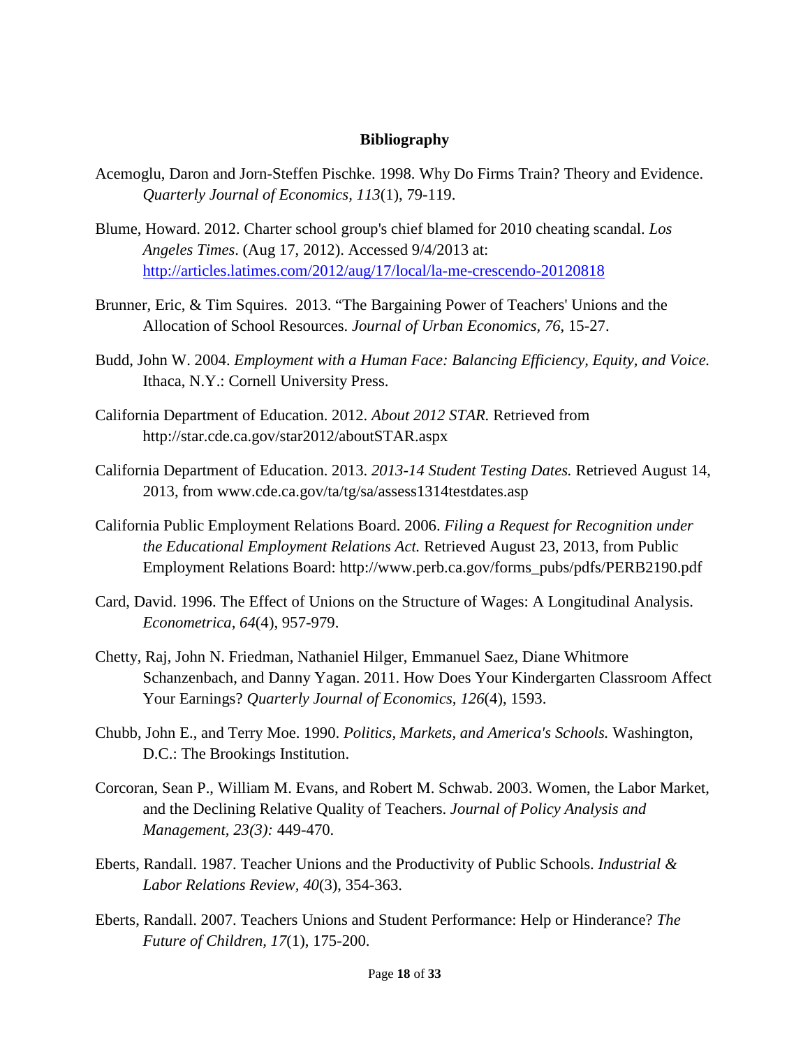## Bibliography

Acemoglu, Daron and Jorn-Steffen Pischke. 1998. Why Do Firms Train? Theory and Evidence. *Quarterly Journal of Economics, 113*(1), 79-119.

Blume, Howard. 2012. Charter school group's chief blamed for 2010 cheating scandal. *Los Angeles Times*. (Aug 17, 2012). Accessed 9/4/2013 at: http://articles.latimes.com/2012/aug/17/local/la-me-crescendo-20120818

Brunner, Eric, & Tim Squires. 2013. "The Bargaining Power of Teachers' Unions and the Allocation of School Resources. *Journal of Urban Economics, 76*, 15-27.

Budd, John W. 2004. *Employment with a Human Face: Balancing Efficiency, Equity, and Voice.* Ithaca, N.Y.: Cornell University Press.

California Department of Education. 2012. *About 2012 STAR.* Retrieved from http://star.cde.ca.gov/star2012/aboutSTAR.aspx

California Department of Education. 2013. *2013-14 Student Testing Dates.* Retrieved August 14, 2013, from www.cde.ca.gov/ta/tg/sa/assess1314testdates.asp

California Public Employment Relations Board. 2006. *Filing a Request for Recognition under the Educational Employment Relations Act.* Retrieved August 23, 2013, from Public Employment Relations Board: http://www.perb.ca.gov/forms_pubs/pdfs/PERB2190.pdf

Card, David. 1996. The Effect of Unions on the Structure of Wages: A Longitudinal Analysis. *Econometrica, 64*(4), 957-979.

Chetty, Raj, John N. Friedman, Nathaniel Hilger, Emmanuel Saez, Diane Whitmore Schanzenbach, and Danny Yagan. 2011. How Does Your Kindergarten Classroom Affect Your Earnings? *Quarterly Journal of Economics, 126*(4), 1593.

Chubb, John E., and Terry Moe. 1990. *Politics, Markets, and America's Schools.* Washington, D.C.: The Brookings Institution.

Corcoran, Sean P., William M. Evans, and Robert M. Schwab. 2003. Women, the Labor Market, and the Declining Relative Quality of Teachers. *Journal of Policy Analysis and Management, 23(3):* 449-470.

Eberts, Randall. 1987. Teacher Unions and the Productivity of Public Schools. *Industrial & Labor Relations Review, 40*(3), 354-363.

Eberts, Randall. 2007. Teachers Unions and Student Performance: Help or Hinderance? *The Future of Children, 17*(1), 175-200.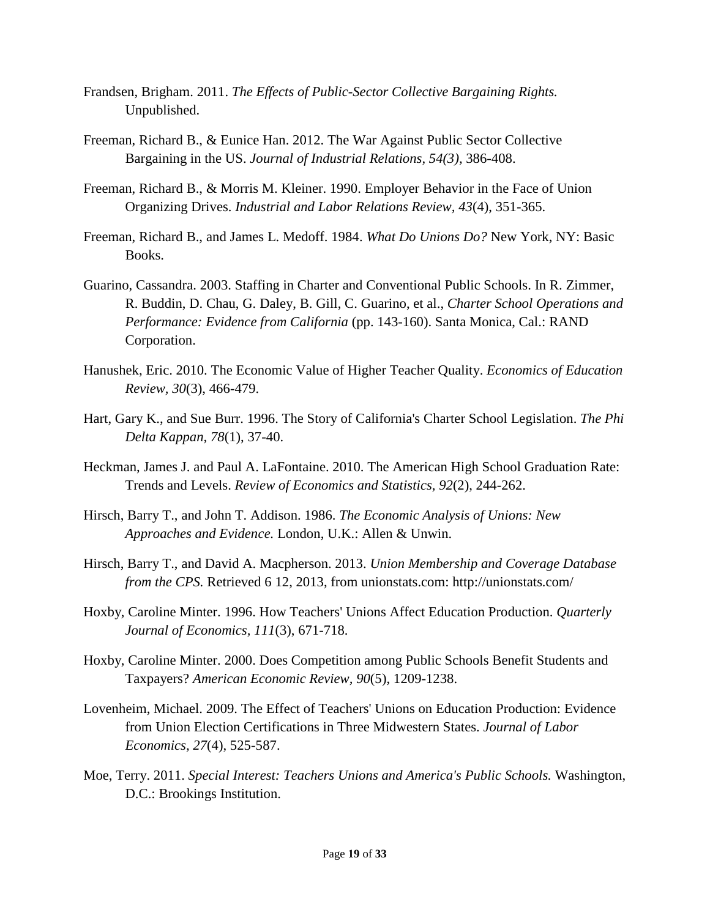Frandsen, Brigham. 2011. *The Effects of Public-Sector Collective Bargaining Rights.* Unpublished.

Freeman, Richard B., & Eunice Han. 2012. The War Against Public Sector Collective Bargaining in the US. *Journal of Industrial Relations, 54(3),* 386-408.

Freeman, Richard B., & Morris M. Kleiner. 1990. Employer Behavior in the Face of Union Organizing Drives. *Industrial and Labor Relations Review, 43*(4), 351-365.

Freeman, Richard B., and James L. Medoff. 1984. *What Do Unions Do?* New York, NY: Basic Books.

Guarino, Cassandra. 2003. Staffing in Charter and Conventional Public Schools. In R. Zimmer, R. Buddin, D. Chau, G. Daley, B. Gill, C. Guarino, et al., *Charter School Operations and Performance: Evidence from California* (pp. 143-160). Santa Monica, Cal.: RAND Corporation.

Hanushek, Eric. 2010. The Economic Value of Higher Teacher Quality. *Economics of Education Review, 30*(3), 466-479.

Hart, Gary K., and Sue Burr. 1996. The Story of California's Charter School Legislation. *The Phi Delta Kappan, 78*(1), 37-40.

Heckman, James J. and Paul A. LaFontaine. 2010. The American High School Graduation Rate: Trends and Levels. *Review of Economics and Statistics, 92*(2), 244-262.

Hirsch, Barry T., and John T. Addison. 1986. *The Economic Analysis of Unions: New Approaches and Evidence.* London, U.K.: Allen & Unwin.

Hirsch, Barry T., and David A. Macpherson. 2013. *Union Membership and Coverage Database from the CPS.* Retrieved 6 12, 2013, from unionstats.com: http://unionstats.com/

Hoxby, Caroline Minter. 1996. How Teachers' Unions Affect Education Production. *Quarterly Journal of Economics, 111*(3), 671-718.

Hoxby, Caroline Minter. 2000. Does Competition among Public Schools Benefit Students and Taxpayers? *American Economic Review, 90*(5), 1209-1238.

Lovenheim, Michael. 2009. The Effect of Teachers' Unions on Education Production: Evidence from Union Election Certifications in Three Midwestern States. *Journal of Labor Economics, 27*(4), 525-587.

Moe, Terry. 2011. *Special Interest: Teachers Unions and America's Public Schools.* Washington, D.C.: Brookings Institution.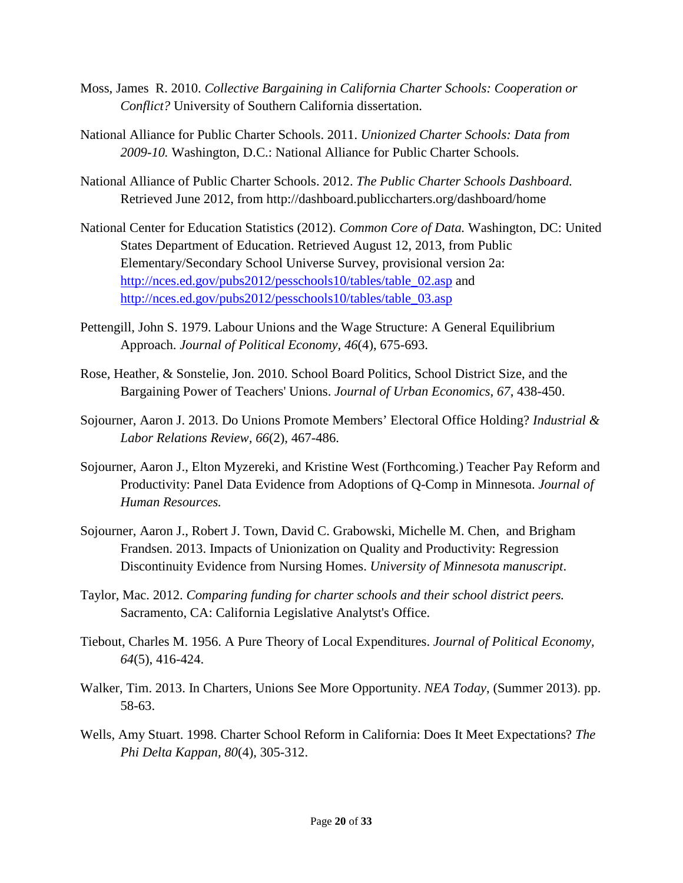Moss, James R. 2010. *Collective Bargaining in California Charter Schools: Cooperation or Conflict?* University of Southern California dissertation.

National Alliance for Public Charter Schools. 2011. *Unionized Charter Schools: Data from 2009-10.* Washington, D.C.: National Alliance for Public Charter Schools.

National Alliance of Public Charter Schools. 2012. *The Public Charter Schools Dashboard.* Retrieved June 2012, from http://dashboard.publiccharters.org/dashboard/home

National Center for Education Statistics (2012). *Common Core of Data.* Washington, DC: United States Department of Education. Retrieved August 12, 2013, from Public Elementary/Secondary School Universe Survey, provisional version 2a: http://nces.ed.gov/pubs2012/pesschools10/tables/table_02.asp and http://nces.ed.gov/pubs2012/pesschools10/tables/table_03.asp

Pettengill, John S. 1979. Labour Unions and the Wage Structure: A General Equilibrium Approach. *Journal of Political Economy, 46*(4), 675-693.

Rose, Heather, & Sonstelie, Jon. 2010. School Board Politics, School District Size, and the Bargaining Power of Teachers' Unions. *Journal of Urban Economics, 67*, 438-450.

Sojourner, Aaron J. 2013. Do Unions Promote Members' Electoral Office Holding? *Industrial & Labor Relations Review, 66*(2), 467-486.

Sojourner, Aaron J., Elton Myzereki, and Kristine West (Forthcoming.) Teacher Pay Reform and Productivity: Panel Data Evidence from Adoptions of Q-Comp in Minnesota. *Journal of Human Resources.*

Sojourner, Aaron J., Robert J. Town, David C. Grabowski, Michelle M. Chen, and Brigham Frandsen. 2013. Impacts of Unionization on Quality and Productivity: Regression Discontinuity Evidence from Nursing Homes. *University of Minnesota manuscript*.

Taylor, Mac. 2012. *Comparing funding for charter schools and their school district peers.* Sacramento, CA: California Legislative Analytst's Office.

Tiebout, Charles M. 1956. A Pure Theory of Local Expenditures. *Journal of Political Economy, 64*(5), 416-424.

Walker, Tim. 2013. In Charters, Unions See More Opportunity. *NEA Today*, (Summer 2013). pp. 58-63.

Wells, Amy Stuart. 1998. Charter School Reform in California: Does It Meet Expectations? *The Phi Delta Kappan, 80*(4), 305-312.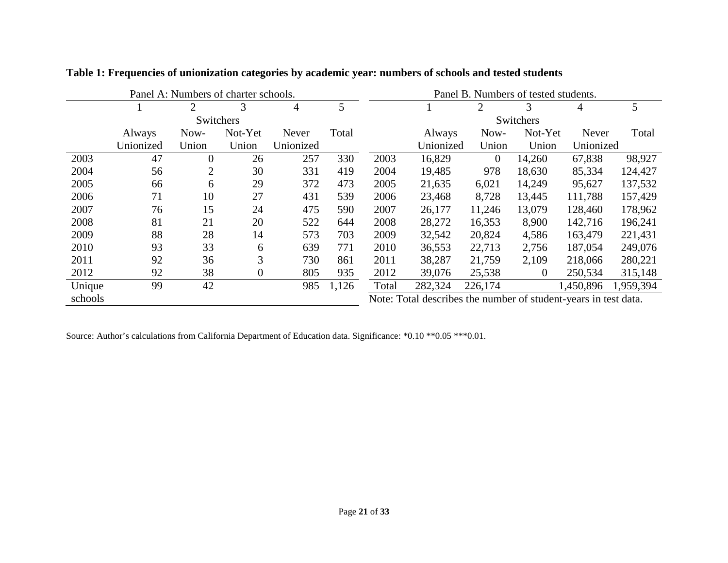**Table 1: Frequencies of unionization categories by academic year: numbers of schools and tested students**

Panel A: Numbers of charter schools.

| | 1 | 2 | 3 | 4 | 5 |
|---|---|---|---|---|---|
| | | Switchers | | | |
| | Always Unionized | Now-Union | Not-Yet Union | Never Unionized | Total |
| 2003 | 47 | 0 | 26 | 257 | 330 |
| 2004 | 56 | 2 | 30 | 331 | 419 |
| 2005 | 66 | 6 | 29 | 372 | 473 |
| 2006 | 71 | 10 | 27 | 431 | 539 |
| 2007 | 76 | 15 | 24 | 475 | 590 |
| 2008 | 81 | 21 | 20 | 522 | 644 |
| 2009 | 88 | 28 | 14 | 573 | 703 |
| 2010 | 93 | 33 | 6 | 639 | 771 |
| 2011 | 92 | 36 | 3 | 730 | 861 |
| 2012 | 92 | 38 | 0 | 805 | 935 |
| Unique schools | 99 | 42 | | 985 | 1,126 |

Panel B. Numbers of tested students.

| | 1 | 2 | 3 | 4 | 5 |
|---|---|---|---|---|---|
| | | Switchers | | | |
| | Always Unionized | Now-Union | Not-Yet Union | Never Unionized | Total |
| 2003 | 16,829 | 0 | 14,260 | 67,838 | 98,927 |
| 2004 | 19,485 | 978 | 18,630 | 85,334 | 124,427 |
| 2005 | 21,635 | 6,021 | 14,249 | 95,627 | 137,532 |
| 2006 | 23,468 | 8,728 | 13,445 | 111,788 | 157,429 |
| 2007 | 26,177 | 11,246 | 13,079 | 128,460 | 178,962 |
| 2008 | 28,272 | 16,353 | 8,900 | 142,716 | 196,241 |
| 2009 | 32,542 | 20,824 | 4,586 | 163,479 | 221,431 |
| 2010 | 36,553 | 22,713 | 2,756 | 187,054 | 249,076 |
| 2011 | 38,287 | 21,759 | 2,109 | 218,066 | 280,221 |
| 2012 | 39,076 | 25,538 | 0 | 250,534 | 315,148 |
| Total | 282,324 | 226,174 | | 1,450,896 | 1,959,394 |

Note: Total describes the number of student-years in test data.

Source: Author's calculations from California Department of Education data. Significance: *0.10 **0.05 ***0.01.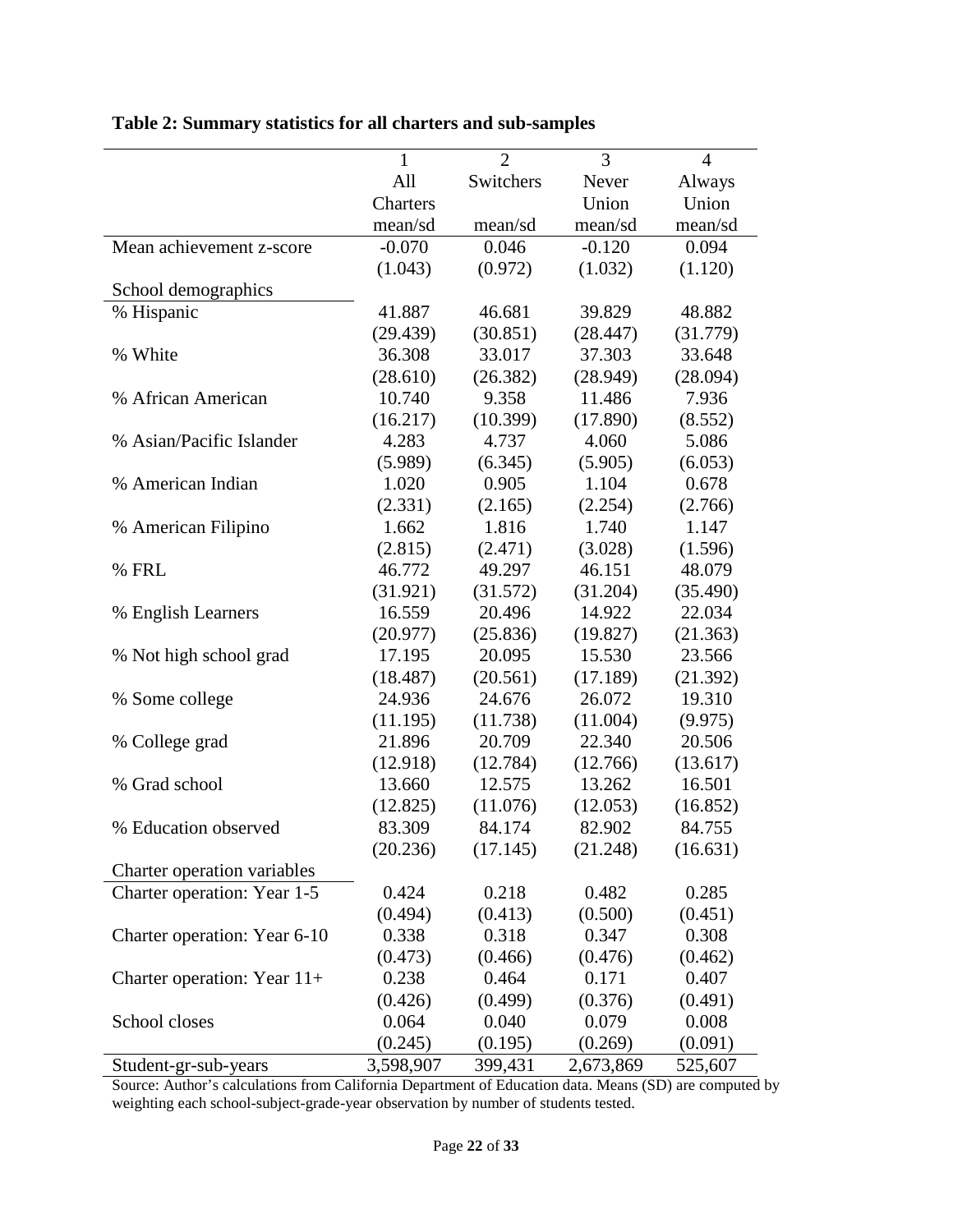**Table 2: Summary statistics for all charters and sub-samples**

| | 1 | 2 | 3 | 4 |
|---|---|---|---|---|
| | All Charters | Switchers | Never Union | Always Union |
| | mean/sd | mean/sd | mean/sd | mean/sd |
| Mean achievement z-score | -0.070 | 0.046 | -0.120 | 0.094 |
| | (1.043) | (0.972) | (1.032) | (1.120) |
| School demographics | | | | |
| % Hispanic | 41.887 | 46.681 | 39.829 | 48.882 |
| | (29.439) | (30.851) | (28.447) | (31.779) |
| % White | 36.308 | 33.017 | 37.303 | 33.648 |
| | (28.610) | (26.382) | (28.949) | (28.094) |
| % African American | 10.740 | 9.358 | 11.486 | 7.936 |
| | (16.217) | (10.399) | (17.890) | (8.552) |
| % Asian/Pacific Islander | 4.283 | 4.737 | 4.060 | 5.086 |
| | (5.989) | (6.345) | (5.905) | (6.053) |
| % American Indian | 1.020 | 0.905 | 1.104 | 0.678 |
| | (2.331) | (2.165) | (2.254) | (2.766) |
| % American Filipino | 1.662 | 1.816 | 1.740 | 1.147 |
| | (2.815) | (2.471) | (3.028) | (1.596) |
| % FRL | 46.772 | 49.297 | 46.151 | 48.079 |
| | (31.921) | (31.572) | (31.204) | (35.490) |
| % English Learners | 16.559 | 20.496 | 14.922 | 22.034 |
| | (20.977) | (25.836) | (19.827) | (21.363) |
| % Not high school grad | 17.195 | 20.095 | 15.530 | 23.566 |
| | (18.487) | (20.561) | (17.189) | (21.392) |
| % Some college | 24.936 | 24.676 | 26.072 | 19.310 |
| | (11.195) | (11.738) | (11.004) | (9.975) |
| % College grad | 21.896 | 20.709 | 22.340 | 20.506 |
| | (12.918) | (12.784) | (12.766) | (13.617) |
| % Grad school | 13.660 | 12.575 | 13.262 | 16.501 |
| | (12.825) | (11.076) | (12.053) | (16.852) |
| % Education observed | 83.309 | 84.174 | 82.902 | 84.755 |
| | (20.236) | (17.145) | (21.248) | (16.631) |
| Charter operation variables | | | | |
| Charter operation: Year 1-5 | 0.424 | 0.218 | 0.482 | 0.285 |
| | (0.494) | (0.413) | (0.500) | (0.451) |
| Charter operation: Year 6-10 | 0.338 | 0.318 | 0.347 | 0.308 |
| | (0.473) | (0.466) | (0.476) | (0.462) |
| Charter operation: Year 11+ | 0.238 | 0.464 | 0.171 | 0.407 |
| | (0.426) | (0.499) | (0.376) | (0.491) |
| School closes | 0.064 | 0.040 | 0.079 | 0.008 |
| | (0.245) | (0.195) | (0.269) | (0.091) |
| Student-gr-sub-years | 3,598,907 | 399,431 | 2,673,869 | 525,607 |

Source: Author's calculations from California Department of Education data. Means (SD) are computed by weighting each school-subject-grade-year observation by number of students tested.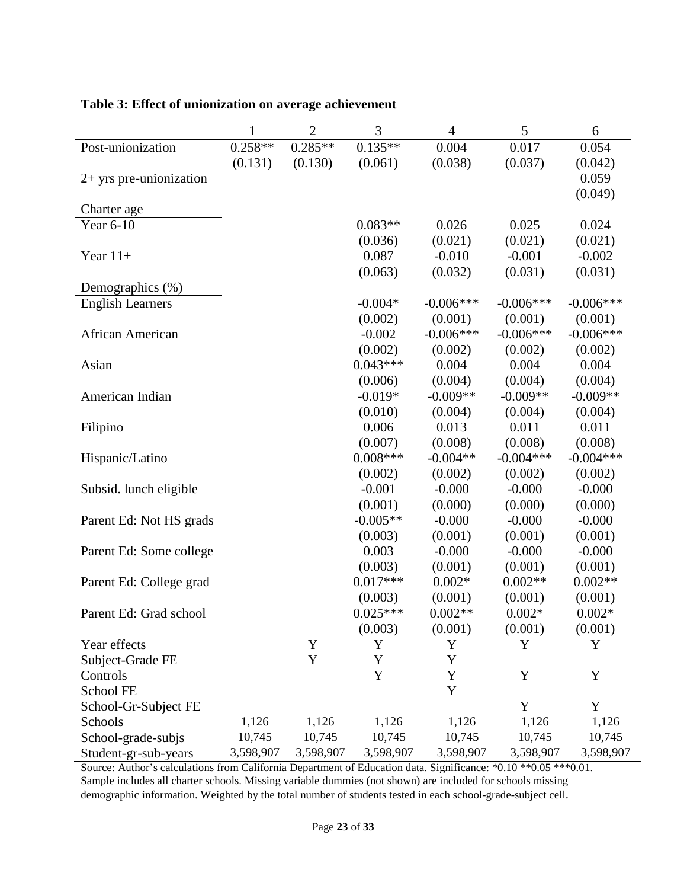**Table 3: Effect of unionization on average achievement**

| | 1 | 2 | 3 | 4 | 5 | 6 |
|---|---|---|---|---|---|---|
| Post-unionization | 0.258** | 0.285** | 0.135** | 0.004 | 0.017 | 0.054 |
| | (0.131) | (0.130) | (0.061) | (0.038) | (0.037) | (0.042) |
| 2+ yrs pre-unionization | | | | | | 0.059 |
| | | | | | | (0.049) |
| Charter age | | | | | | |
| Year 6-10 | | | 0.083** | 0.026 | 0.025 | 0.024 |
| | | | (0.036) | (0.021) | (0.021) | (0.021) |
| Year 11+ | | | 0.087 | -0.010 | -0.001 | -0.002 |
| | | | (0.063) | (0.032) | (0.031) | (0.031) |
| Demographics (%) | | | | | | |
| English Learners | | | -0.004* | -0.006*** | -0.006*** | -0.006*** |
| | | | (0.002) | (0.001) | (0.001) | (0.001) |
| African American | | | -0.002 | -0.006*** | -0.006*** | -0.006*** |
| | | | (0.002) | (0.002) | (0.002) | (0.002) |
| Asian | | | 0.043*** | 0.004 | 0.004 | 0.004 |
| | | | (0.006) | (0.004) | (0.004) | (0.004) |
| American Indian | | | -0.019* | -0.009** | -0.009** | -0.009** |
| | | | (0.010) | (0.004) | (0.004) | (0.004) |
| Filipino | | | 0.006 | 0.013 | 0.011 | 0.011 |
| | | | (0.007) | (0.008) | (0.008) | (0.008) |
| Hispanic/Latino | | | 0.008*** | -0.004** | -0.004*** | -0.004*** |
| | | | (0.002) | (0.002) | (0.002) | (0.002) |
| Subsid. lunch eligible | | | -0.001 | -0.000 | -0.000 | -0.000 |
| | | | (0.001) | (0.000) | (0.000) | (0.000) |
| Parent Ed: Not HS grads | | | -0.005** | -0.000 | -0.000 | -0.000 |
| | | | (0.003) | (0.001) | (0.001) | (0.001) |
| Parent Ed: Some college | | | 0.003 | -0.000 | -0.000 | -0.000 |
| | | | (0.003) | (0.001) | (0.001) | (0.001) |
| Parent Ed: College grad | | | 0.017*** | 0.002* | 0.002** | 0.002** |
| | | | (0.003) | (0.001) | (0.001) | (0.001) |
| Parent Ed: Grad school | | | 0.025*** | 0.002** | 0.002* | 0.002* |
| | | | (0.003) | (0.001) | (0.001) | (0.001) |
| Year effects | | Y | Y | Y | Y | Y |
| Subject-Grade FE | | Y | Y | Y | | |
| Controls | | | Y | Y | Y | Y |
| School FE | | | | Y | | |
| School-Gr-Subject FE | | | | | Y | Y |
| Schools | 1,126 | 1,126 | 1,126 | 1,126 | 1,126 | 1,126 |
| School-grade-subjs | 10,745 | 10,745 | 10,745 | 10,745 | 10,745 | 10,745 |
| Student-gr-sub-years | 3,598,907 | 3,598,907 | 3,598,907 | 3,598,907 | 3,598,907 | 3,598,907 |

Source: Author's calculations from California Department of Education data. Significance: *0.10 **0.05 ***0.01. Sample includes all charter schools. Missing variable dummies (not shown) are included for schools missing demographic information. Weighted by the total number of students tested in each school-grade-subject cell.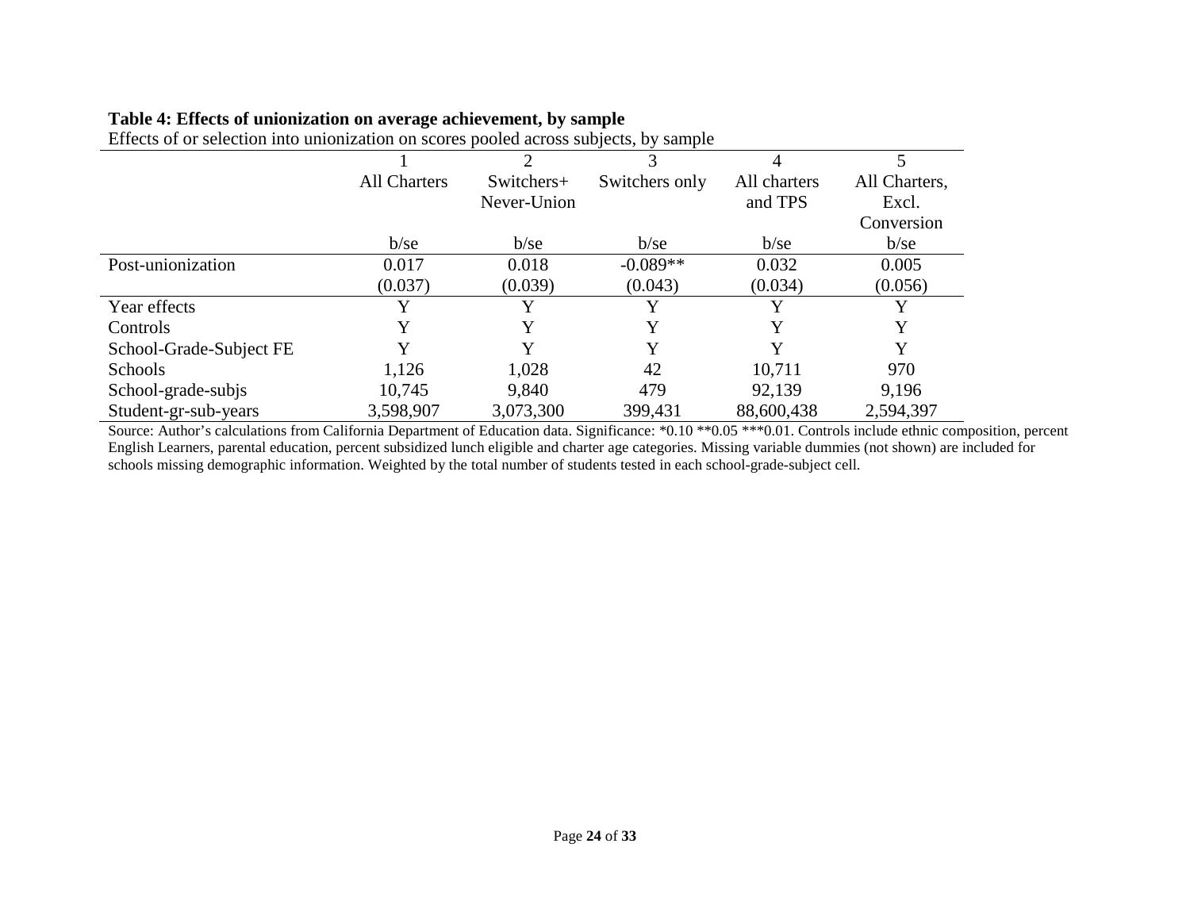**Table 4: Effects of unionization on average achievement, by sample**

Effects of or selection into unionization on scores pooled across subjects, by sample

| | 1 | 2 | 3 | 4 | 5 |
|---|---|---|---|---|---|
| | All Charters | Switchers+ Never-Union | Switchers only | All charters and TPS | All Charters, Excl. Conversion |
| | b/se | b/se | b/se | b/se | b/se |
| Post-unionization | 0.017 | 0.018 | -0.089** | 0.032 | 0.005 |
| | (0.037) | (0.039) | (0.043) | (0.034) | (0.056) |
| Year effects | Y | Y | Y | Y | Y |
| Controls | Y | Y | Y | Y | Y |
| School-Grade-Subject FE | Y | Y | Y | Y | Y |
| Schools | 1,126 | 1,028 | 42 | 10,711 | 970 |
| School-grade-subjs | 10,745 | 9,840 | 479 | 92,139 | 9,196 |
| Student-gr-sub-years | 3,598,907 | 3,073,300 | 399,431 | 88,600,438 | 2,594,397 |

Source: Author's calculations from California Department of Education data. Significance: *0.10 **0.05 ***0.01. Controls include ethnic composition, percent English Learners, parental education, percent subsidized lunch eligible and charter age categories. Missing variable dummies (not shown) are included for schools missing demographic information. Weighted by the total number of students tested in each school-grade-subject cell.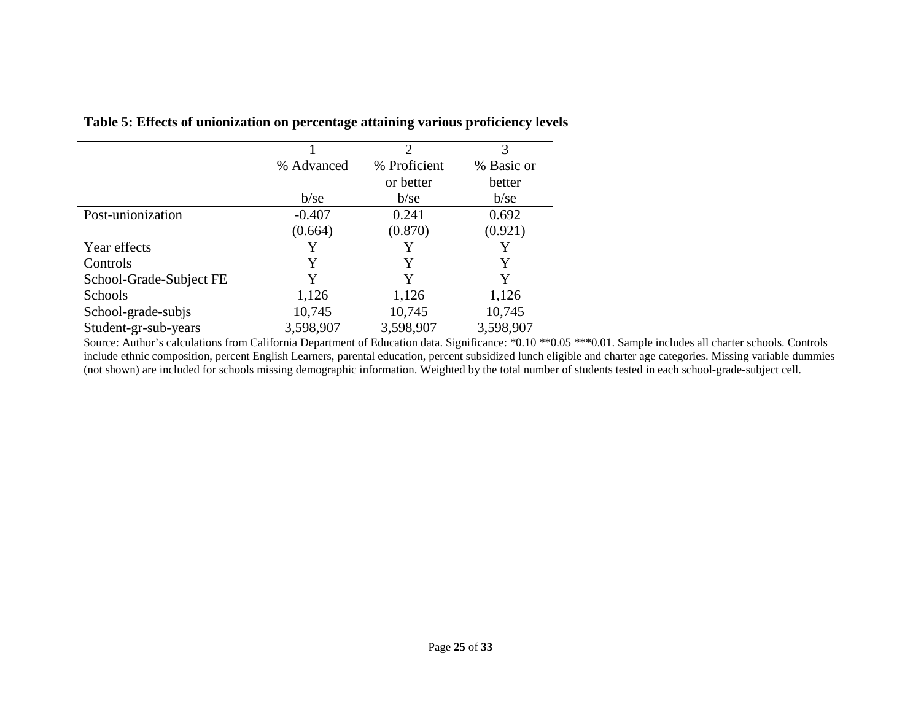**Table 5: Effects of unionization on percentage attaining various proficiency levels**

| | 1 | 2 | 3 |
|---|---|---|---|
| | % Advanced | % Proficient or better | % Basic or better |
| | b/se | b/se | b/se |
| Post-unionization | -0.407 | 0.241 | 0.692 |
| | (0.664) | (0.870) | (0.921) |
| Year effects | Y | Y | Y |
| Controls | Y | Y | Y |
| School-Grade-Subject FE | Y | Y | Y |
| Schools | 1,126 | 1,126 | 1,126 |
| School-grade-subjs | 10,745 | 10,745 | 10,745 |
| Student-gr-sub-years | 3,598,907 | 3,598,907 | 3,598,907 |

Source: Author's calculations from California Department of Education data. Significance: *0.10 **0.05 ***0.01. Sample includes all charter schools. Controls include ethnic composition, percent English Learners, parental education, percent subsidized lunch eligible and charter age categories. Missing variable dummies (not shown) are included for schools missing demographic information. Weighted by the total number of students tested in each school-grade-subject cell.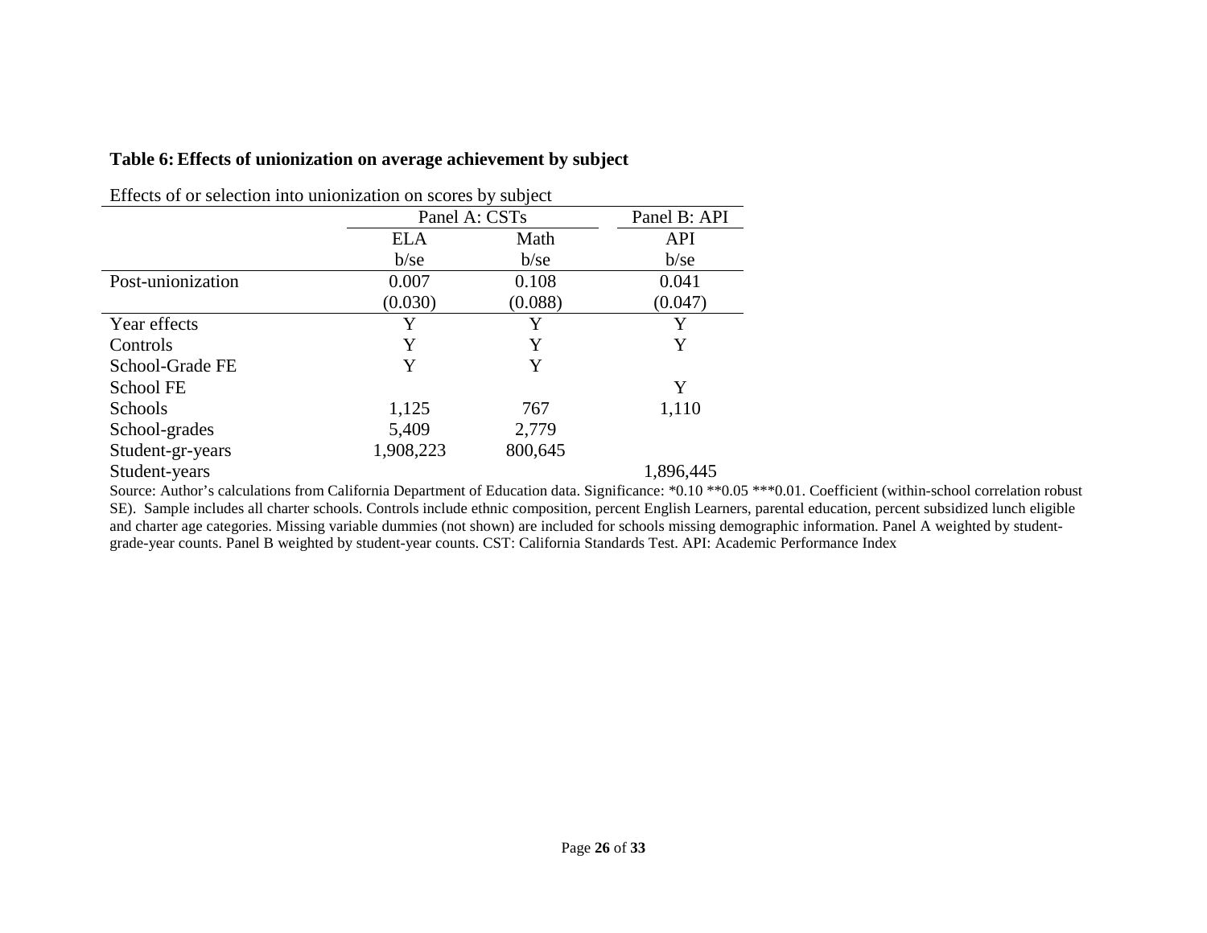**Table 6: Effects of unionization on average achievement by subject**

Effects of or selection into unionization on scores by subject

| | Panel A: CSTs | | Panel B: API |
|---|---|---|---|
| | ELA | Math | API |
| | b/se | b/se | b/se |
| Post-unionization | 0.007 | 0.108 | 0.041 |
| | (0.030) | (0.088) | (0.047) |
| Year effects | Y | Y | Y |
| Controls | Y | Y | Y |
| School-Grade FE | Y | Y | |
| School FE | | | Y |
| Schools | 1,125 | 767 | 1,110 |
| School-grades | 5,409 | 2,779 | |
| Student-gr-years | 1,908,223 | 800,645 | |
| Student-years | | | 1,896,445 |

Source: Author's calculations from California Department of Education data. Significance: *0.10 **0.05 ***0.01. Coefficient (within-school correlation robust SE). Sample includes all charter schools. Controls include ethnic composition, percent English Learners, parental education, percent subsidized lunch eligible and charter age categories. Missing variable dummies (not shown) are included for schools missing demographic information. Panel A weighted by student-grade-year counts. Panel B weighted by student-year counts. CST: California Standards Test. API: Academic Performance Index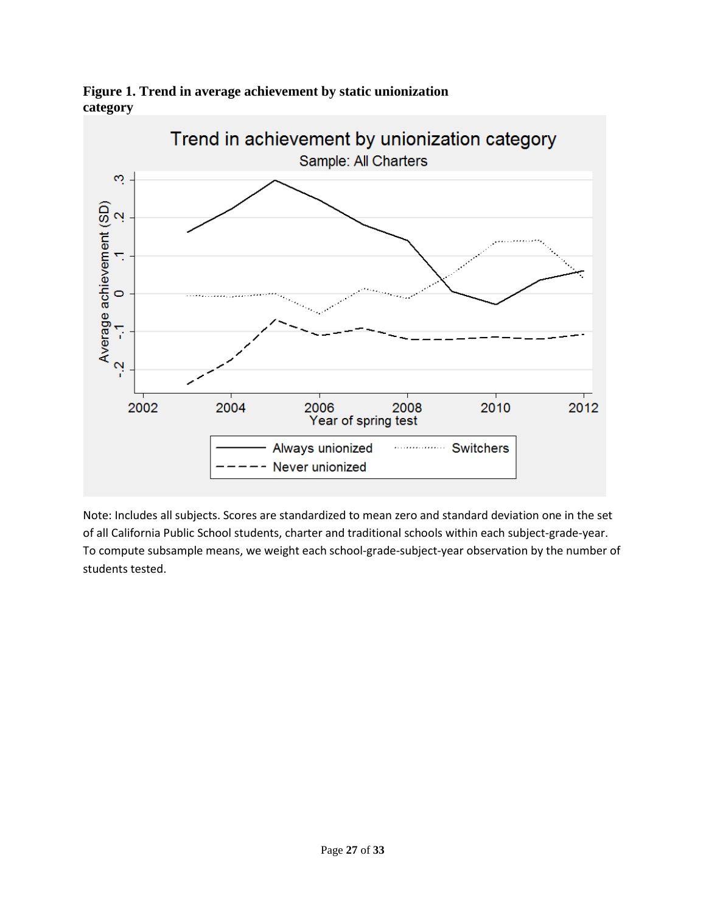**Figure 1. Trend in average achievement by static unionization category**

Note: Includes all subjects. Scores are standardized to mean zero and standard deviation one in the set of all California Public School students, charter and traditional schools within each subject-grade-year. To compute subsample means, we weight each school-grade-subject-year observation by the number of students tested.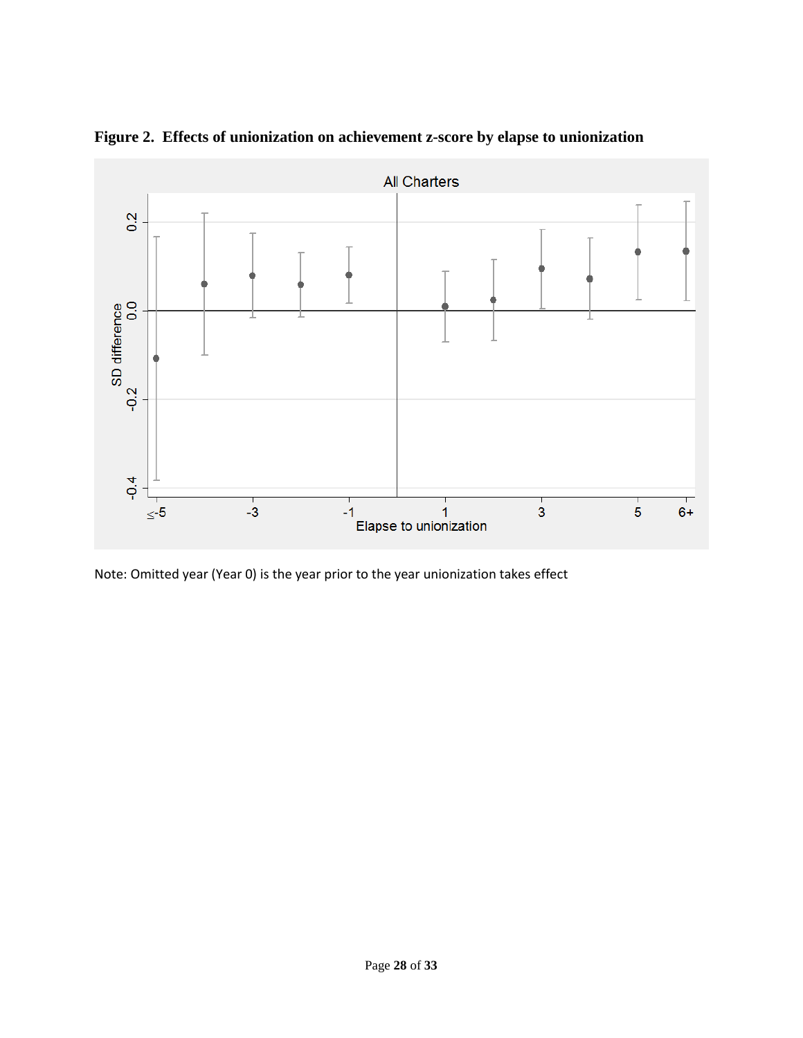**Figure 2. Effects of unionization on achievement z-score by elapse to unionization**

Note: Omitted year (Year 0) is the year prior to the year unionization takes effect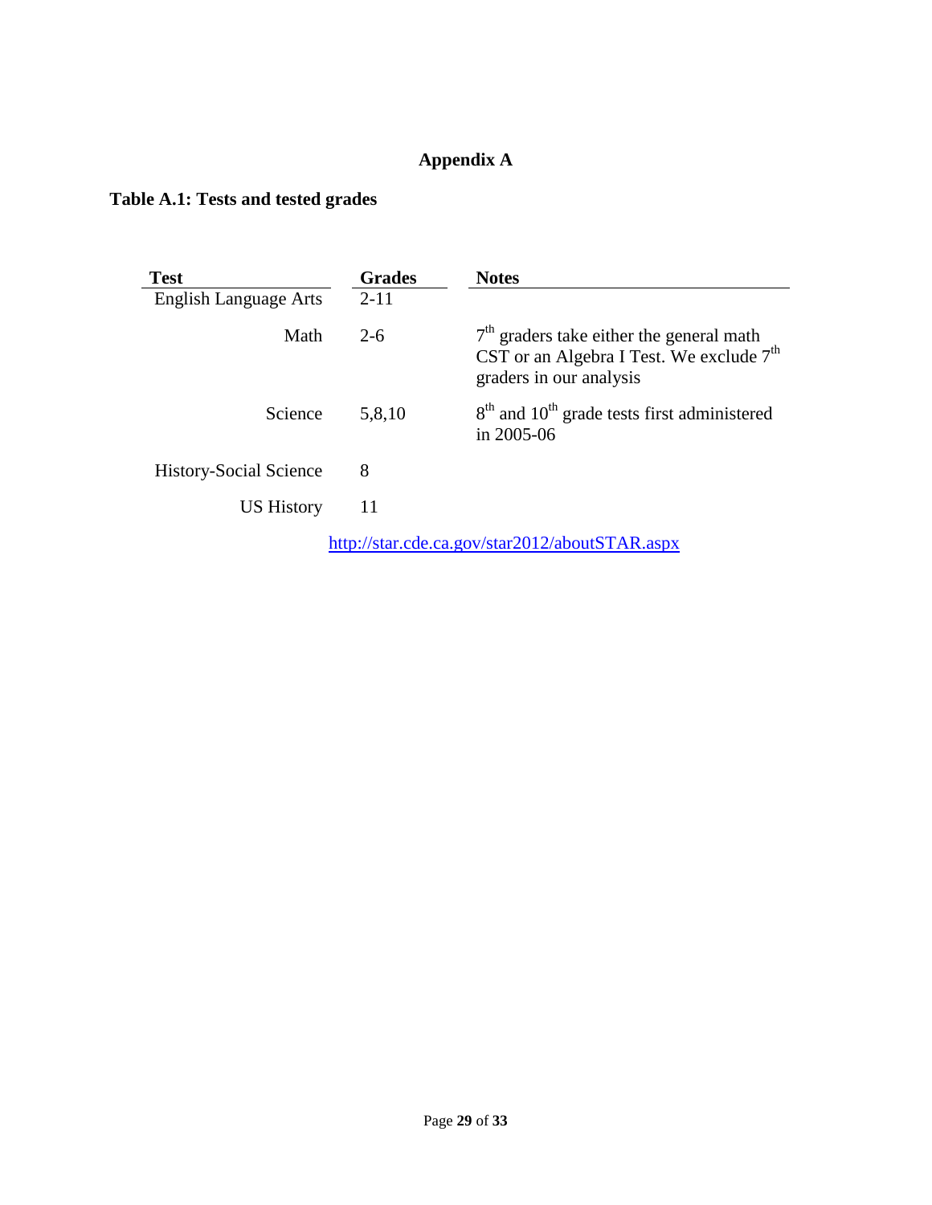# Appendix A

**Table A.1: Tests and tested grades**

| Test | Grades | Notes |
|---|---|---|
| English Language Arts | 2-11 | |
| Math | 2-6 | 7th graders take either the general math CST or an Algebra I Test. We exclude 7th graders in our analysis |
| Science | 5,8,10 | 8th and 10th grade tests first administered in 2005-06 |
| History-Social Science | 8 | |
| US History | 11 | |

http://star.cde.ca.gov/star2012/aboutSTAR.aspx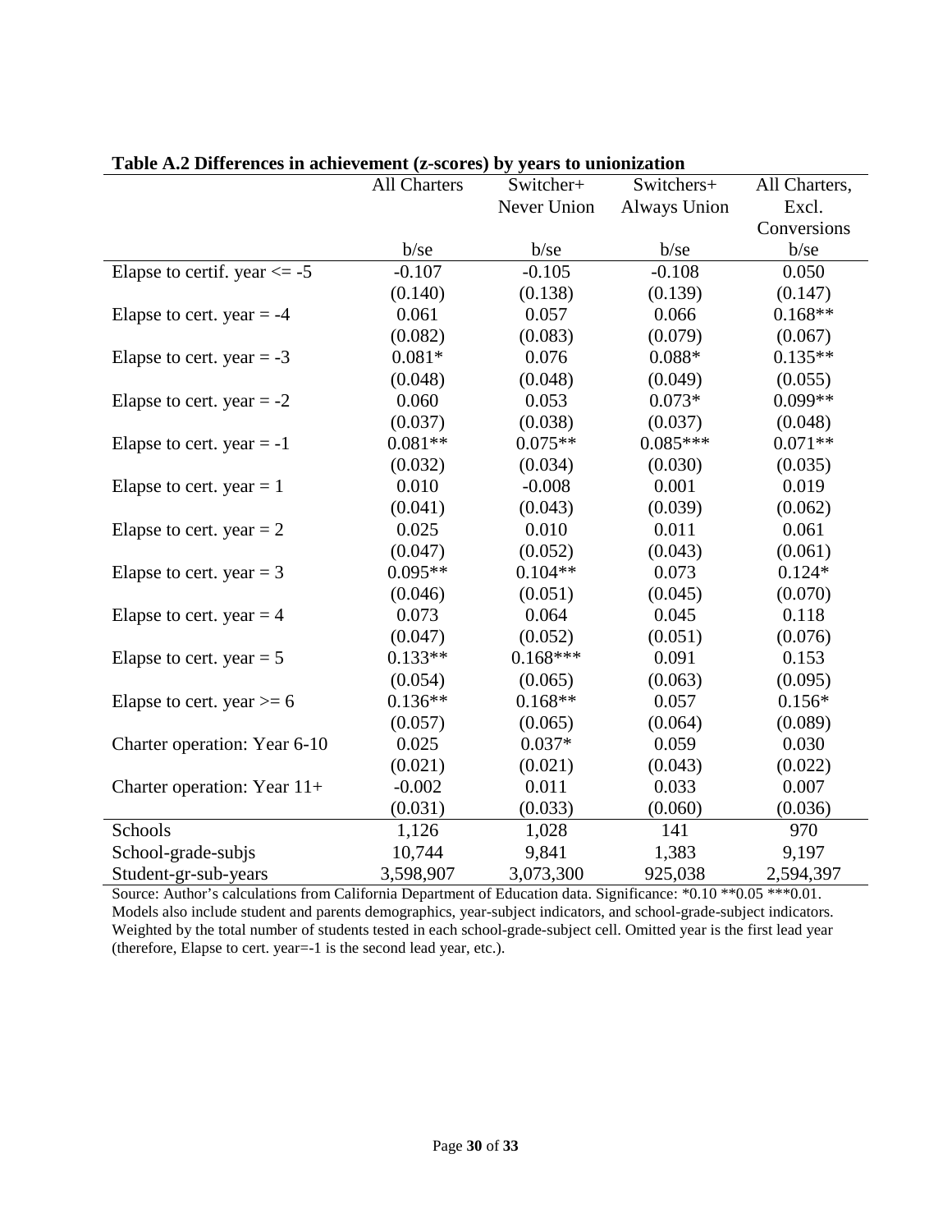**Table A.2 Differences in achievement (z-scores) by years to unionization**

| | All Charters | Switcher+ Never Union | Switchers+ Always Union | All Charters, Excl. Conversions |
|---|---|---|---|---|
| | b/se | b/se | b/se | b/se |
| Elapse to certif. year <= -5 | -0.107 | -0.105 | -0.108 | 0.050 |
| | (0.140) | (0.138) | (0.139) | (0.147) |
| Elapse to cert. year = -4 | 0.061 | 0.057 | 0.066 | 0.168** |
| | (0.082) | (0.083) | (0.079) | (0.067) |
| Elapse to cert. year = -3 | 0.081* | 0.076 | 0.088* | 0.135** |
| | (0.048) | (0.048) | (0.049) | (0.055) |
| Elapse to cert. year = -2 | 0.060 | 0.053 | 0.073* | 0.099** |
| | (0.037) | (0.038) | (0.037) | (0.048) |
| Elapse to cert. year = -1 | 0.081** | 0.075** | 0.085*** | 0.071** |
| | (0.032) | (0.034) | (0.030) | (0.035) |
| Elapse to cert. year = 1 | 0.010 | -0.008 | 0.001 | 0.019 |
| | (0.041) | (0.043) | (0.039) | (0.062) |
| Elapse to cert. year = 2 | 0.025 | 0.010 | 0.011 | 0.061 |
| | (0.047) | (0.052) | (0.043) | (0.061) |
| Elapse to cert. year = 3 | 0.095** | 0.104** | 0.073 | 0.124* |
| | (0.046) | (0.051) | (0.045) | (0.070) |
| Elapse to cert. year = 4 | 0.073 | 0.064 | 0.045 | 0.118 |
| | (0.047) | (0.052) | (0.051) | (0.076) |
| Elapse to cert. year = 5 | 0.133** | 0.168*** | 0.091 | 0.153 |
| | (0.054) | (0.065) | (0.063) | (0.095) |
| Elapse to cert. year >= 6 | 0.136** | 0.168** | 0.057 | 0.156* |
| | (0.057) | (0.065) | (0.064) | (0.089) |
| Charter operation: Year 6-10 | 0.025 | 0.037* | 0.059 | 0.030 |
| | (0.021) | (0.021) | (0.043) | (0.022) |
| Charter operation: Year 11+ | -0.002 | 0.011 | 0.033 | 0.007 |
| | (0.031) | (0.033) | (0.060) | (0.036) |
| Schools | 1,126 | 1,028 | 141 | 970 |
| School-grade-subjs | 10,744 | 9,841 | 1,383 | 9,197 |
| Student-gr-sub-years | 3,598,907 | 3,073,300 | 925,038 | 2,594,397 |

Source: Author's calculations from California Department of Education data. Significance: *0.10 **0.05 ***0.01. Models also include student and parents demographics, year-subject indicators, and school-grade-subject indicators. Weighted by the total number of students tested in each school-grade-subject cell. Omitted year is the first lead year (therefore, Elapse to cert. year=-1 is the second lead year, etc.).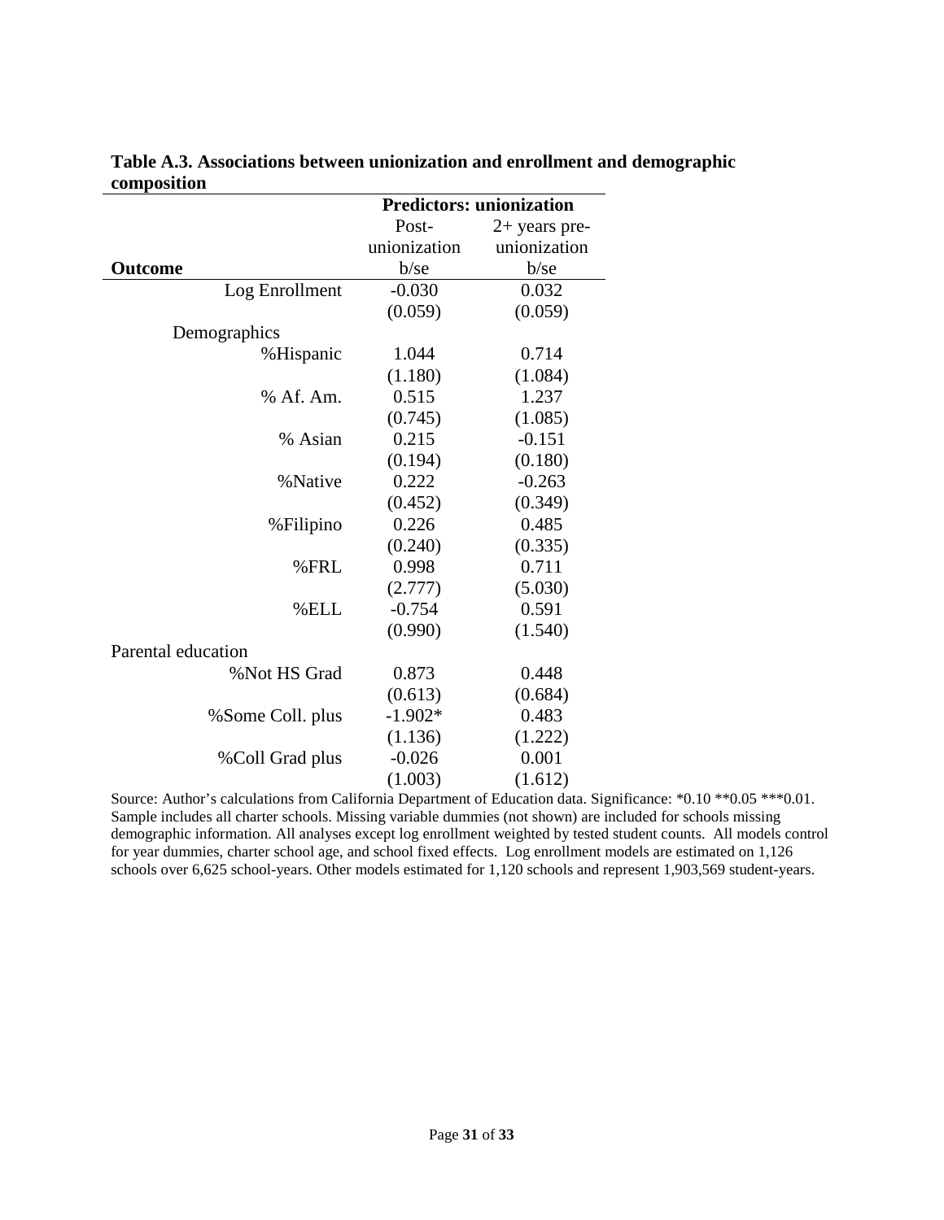**Table A.3. Associations between unionization and enrollment and demographic composition**

| | Predictors: unionization | |
|---|---|---|
| | Post-unionization | 2+ years pre-unionization |
| **Outcome** | b/se | b/se |
| Log Enrollment | -0.030 | 0.032 |
| | (0.059) | (0.059) |
| Demographics | | |
| %Hispanic | 1.044 | 0.714 |
| | (1.180) | (1.084) |
| % Af. Am. | 0.515 | 1.237 |
| | (0.745) | (1.085) |
| % Asian | 0.215 | -0.151 |
| | (0.194) | (0.180) |
| %Native | 0.222 | -0.263 |
| | (0.452) | (0.349) |
| %Filipino | 0.226 | 0.485 |
| | (0.240) | (0.335) |
| %FRL | 0.998 | 0.711 |
| | (2.777) | (5.030) |
| %ELL | -0.754 | 0.591 |
| | (0.990) | (1.540) |
| Parental education | | |
| %Not HS Grad | 0.873 | 0.448 |
| | (0.613) | (0.684) |
| %Some Coll. plus | -1.902* | 0.483 |
| | (1.136) | (1.222) |
| %Coll Grad plus | -0.026 | 0.001 |
| | (1.003) | (1.612) |

Source: Author's calculations from California Department of Education data. Significance: *0.10 **0.05 ***0.01. Sample includes all charter schools. Missing variable dummies (not shown) are included for schools missing demographic information. All analyses except log enrollment weighted by tested student counts. All models control for year dummies, charter school age, and school fixed effects. Log enrollment models are estimated on 1,126 schools over 6,625 school-years. Other models estimated for 1,120 schools and represent 1,903,569 student-years.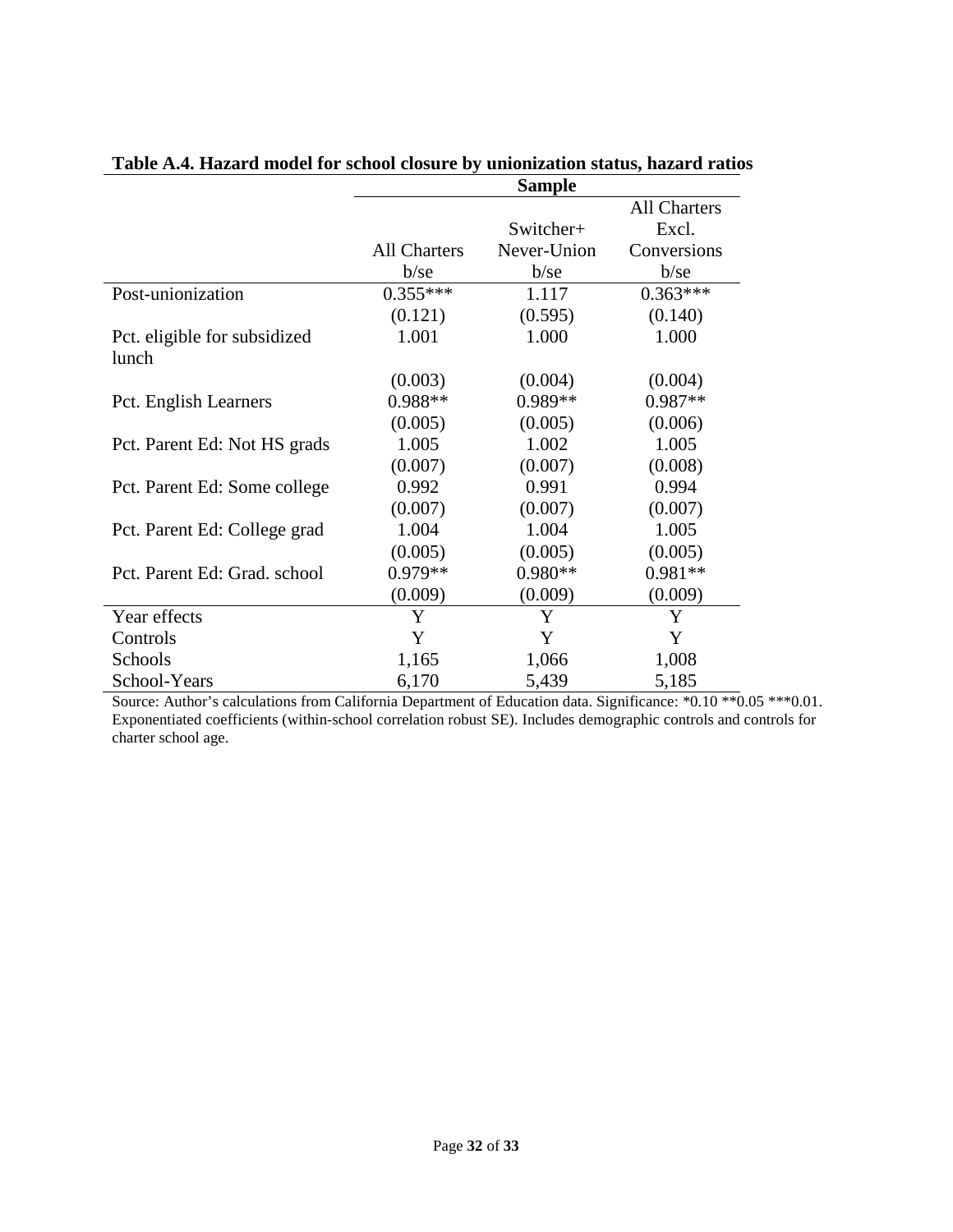**Table A.4. Hazard model for school closure by unionization status, hazard ratios**

| | Sample | | |
|---|---|---|---|
| | All Charters | Switcher+ Never-Union | All Charters Excl. Conversions |
| | b/se | b/se | b/se |
| Post-unionization | 0.355*** | 1.117 | 0.363*** |
| | (0.121) | (0.595) | (0.140) |
| Pct. eligible for subsidized lunch | 1.001 | 1.000 | 1.000 |
| | (0.003) | (0.004) | (0.004) |
| Pct. English Learners | 0.988** | 0.989** | 0.987** |
| | (0.005) | (0.005) | (0.006) |
| Pct. Parent Ed: Not HS grads | 1.005 | 1.002 | 1.005 |
| | (0.007) | (0.007) | (0.008) |
| Pct. Parent Ed: Some college | 0.992 | 0.991 | 0.994 |
| | (0.007) | (0.007) | (0.007) |
| Pct. Parent Ed: College grad | 1.004 | 1.004 | 1.005 |
| | (0.005) | (0.005) | (0.005) |
| Pct. Parent Ed: Grad. school | 0.979** | 0.980** | 0.981** |
| | (0.009) | (0.009) | (0.009) |
| Year effects | Y | Y | Y |
| Controls | Y | Y | Y |
| Schools | 1,165 | 1,066 | 1,008 |
| School-Years | 6,170 | 5,439 | 5,185 |

Source: Author's calculations from California Department of Education data. Significance: *0.10 **0.05 ***0.01. Exponentiated coefficients (within-school correlation robust SE). Includes demographic controls and controls for charter school age.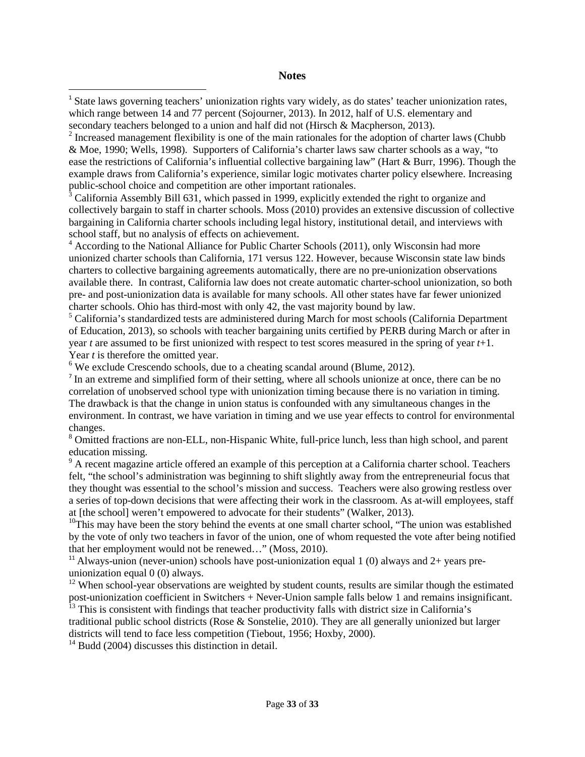**Notes**

[1] State laws governing teachers' unionization rights vary widely, as do states' teacher unionization rates, which range between 14 and 77 percent (Sojourner, 2013). In 2012, half of U.S. elementary and secondary teachers belonged to a union and half did not (Hirsch & Macpherson, 2013).

[2] Increased management flexibility is one of the main rationales for the adoption of charter laws (Chubb & Moe, 1990; Wells, 1998). Supporters of California's charter laws saw charter schools as a way, "to ease the restrictions of California's influential collective bargaining law" (Hart & Burr, 1996). Though the example draws from California's experience, similar logic motivates charter policy elsewhere. Increasing public-school choice and competition are other important rationales.

[3] California Assembly Bill 631, which passed in 1999, explicitly extended the right to organize and collectively bargain to staff in charter schools. Moss (2010) provides an extensive discussion of collective bargaining in California charter schools including legal history, institutional detail, and interviews with school staff, but no analysis of effects on achievement.

[4] According to the National Alliance for Public Charter Schools (2011), only Wisconsin had more unionized charter schools than California, 171 versus 122. However, because Wisconsin state law binds charters to collective bargaining agreements automatically, there are no pre-unionization observations available there. In contrast, California law does not create automatic charter-school unionization, so both pre- and post-unionization data is available for many schools. All other states have far fewer unionized charter schools. Ohio has third-most with only 42, the vast majority bound by law.

[5] California's standardized tests are administered during March for most schools (California Department of Education, 2013), so schools with teacher bargaining units certified by PERB during March or after in year $t$ are assumed to be first unionized with respect to test scores measured in the spring of year $t+1$. Year $t$ is therefore the omitted year.

[6] We exclude Crescendo schools, due to a cheating scandal around (Blume, 2012).

[7] In an extreme and simplified form of their setting, where all schools unionize at once, there can be no correlation of unobserved school type with unionization timing because there is no variation in timing. The drawback is that the change in union status is confounded with any simultaneous changes in the environment. In contrast, we have variation in timing and we use year effects to control for environmental changes.

[8] Omitted fractions are non-ELL, non-Hispanic White, full-price lunch, less than high school, and parent education missing.

[9] A recent magazine article offered an example of this perception at a California charter school. Teachers felt, "the school's administration was beginning to shift slightly away from the entrepreneurial focus that they thought was essential to the school's mission and success. Teachers were also growing restless over a series of top-down decisions that were affecting their work in the classroom. As at-will employees, staff at [the school] weren't empowered to advocate for their students" (Walker, 2013).

[10] This may have been the story behind the events at one small charter school, "The union was established by the vote of only two teachers in favor of the union, one of whom requested the vote after being notified that her employment would not be renewed…" (Moss, 2010).

[11] Always-union (never-union) schools have post-unionization equal 1 (0) always and 2+ years pre-unionization equal 0 (0) always.

[12] When school-year observations are weighted by student counts, results are similar though the estimated post-unionization coefficient in Switchers + Never-Union sample falls below 1 and remains insignificant.

[13] This is consistent with findings that teacher productivity falls with district size in California's traditional public school districts (Rose & Sonstelie, 2010). They are all generally unionized but larger districts will tend to face less competition (Tiebout, 1956; Hoxby, 2000).

[14] Budd (2004) discusses this distinction in detail.